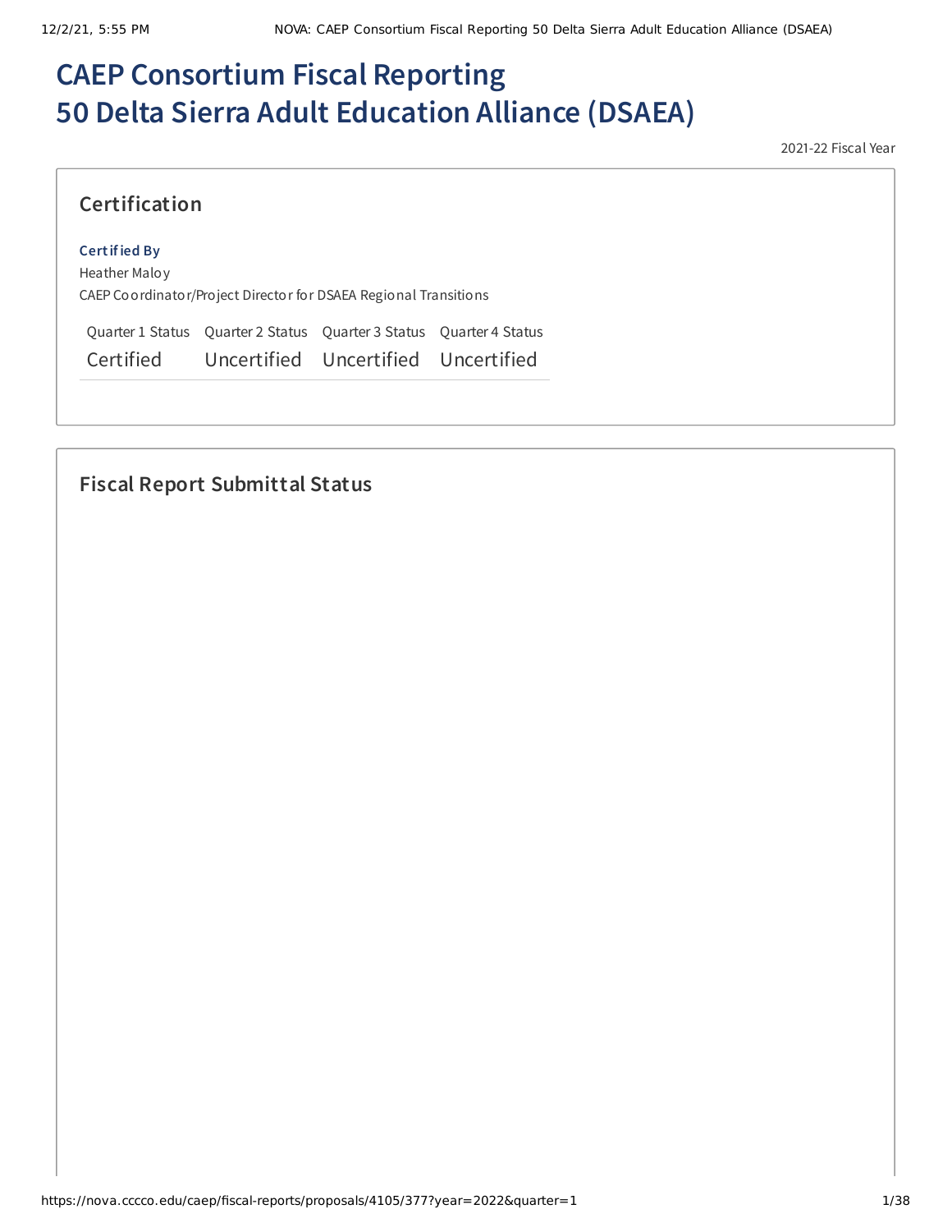# CAEP Consortium Fiscal Reporting
# 50 Delta Sierra Adult Education Alliance (DSAEA)

2021-22 Fiscal Year

## Certification

**Certified By**

Heather Maloy

CAEP Coordinator/Project Director for DSAEA Regional Transitions

| Quarter 1 Status | Quarter 2 Status | Quarter 3 Status | Quarter 4 Status |
| --- | --- | --- | --- |
| Certified | Uncertified | Uncertified | Uncertified |

## Fiscal Report Submittal Status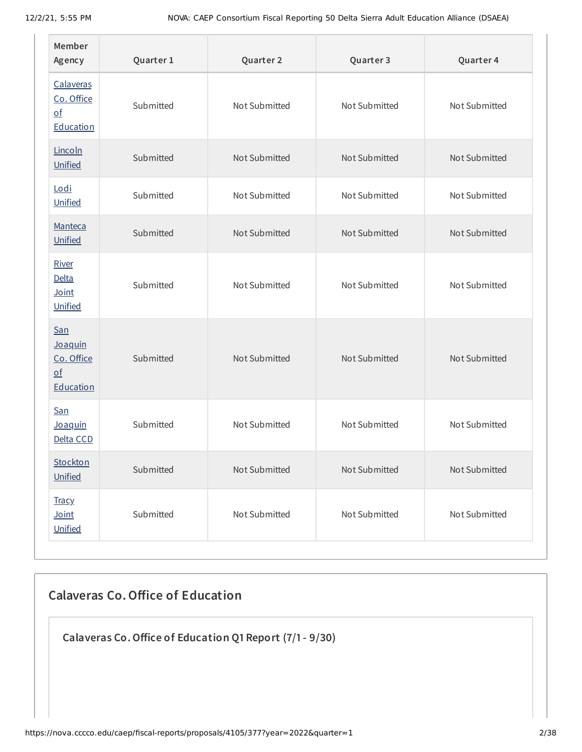| Member Agency | Quarter 1 | Quarter 2 | Quarter 3 | Quarter 4 |
|---|---|---|---|---|
| Calaveras Co. Office of Education | Submitted | Not Submitted | Not Submitted | Not Submitted |
| Lincoln Unified | Submitted | Not Submitted | Not Submitted | Not Submitted |
| Lodi Unified | Submitted | Not Submitted | Not Submitted | Not Submitted |
| Manteca Unified | Submitted | Not Submitted | Not Submitted | Not Submitted |
| River Delta Joint Unified | Submitted | Not Submitted | Not Submitted | Not Submitted |
| San Joaquin Co. Office of Education | Submitted | Not Submitted | Not Submitted | Not Submitted |
| San Joaquin Delta CCD | Submitted | Not Submitted | Not Submitted | Not Submitted |
| Stockton Unified | Submitted | Not Submitted | Not Submitted | Not Submitted |
| Tracy Joint Unified | Submitted | Not Submitted | Not Submitted | Not Submitted |

## Calaveras Co. Office of Education

### Calaveras Co. Office of Education Q1 Report (7/1 - 9/30)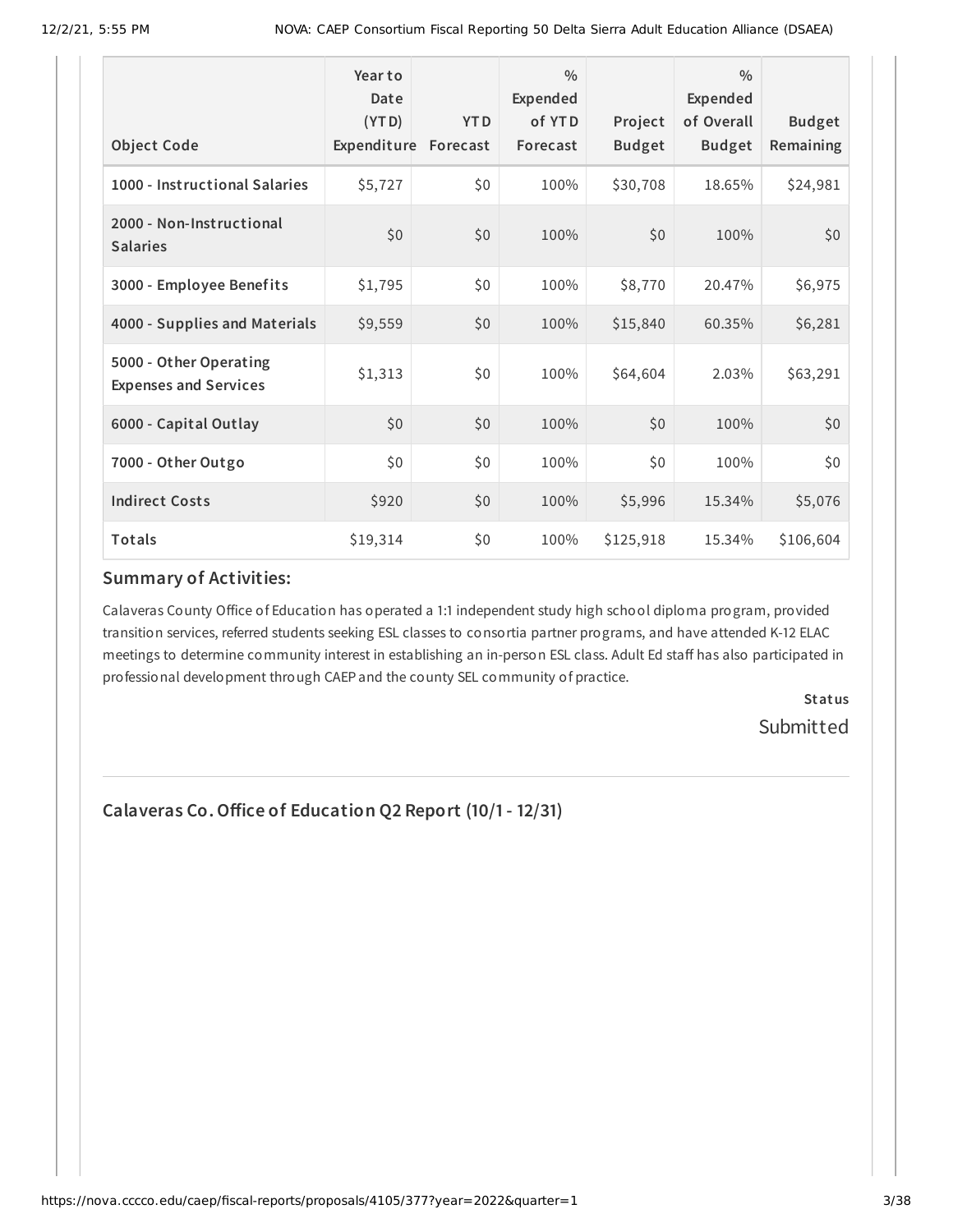| Object Code | Year to Date (YTD) Expenditure | YTD Forecast | % Expended of YTD Forecast | Project Budget | % Expended of Overall Budget | Budget Remaining |
|---|---|---|---|---|---|---|
| 1000 - Instructional Salaries | $5,727 | $0 | 100% | $30,708 | 18.65% | $24,981 |
| 2000 - Non-Instructional Salaries | $0 | $0 | 100% | $0 | 100% | $0 |
| 3000 - Employee Benefits | $1,795 | $0 | 100% | $8,770 | 20.47% | $6,975 |
| 4000 - Supplies and Materials | $9,559 | $0 | 100% | $15,840 | 60.35% | $6,281 |
| 5000 - Other Operating Expenses and Services | $1,313 | $0 | 100% | $64,604 | 2.03% | $63,291 |
| 6000 - Capital Outlay | $0 | $0 | 100% | $0 | 100% | $0 |
| 7000 - Other Outgo | $0 | $0 | 100% | $0 | 100% | $0 |
| Indirect Costs | $920 | $0 | 100% | $5,996 | 15.34% | $5,076 |
| Totals | $19,314 | $0 | 100% | $125,918 | 15.34% | $106,604 |

## Summary of Activities:

Calaveras County Office of Education has operated a 1:1 independent study high school diploma program, provided transition services, referred students seeking ESL classes to consortia partner programs, and have attended K-12 ELAC meetings to determine community interest in establishing an in-person ESL class. Adult Ed staff has also participated in professional development through CAEP and the county SEL community of practice.

**Status**

Submitted

## Calaveras Co. Office of Education Q2 Report (10/1 - 12/31)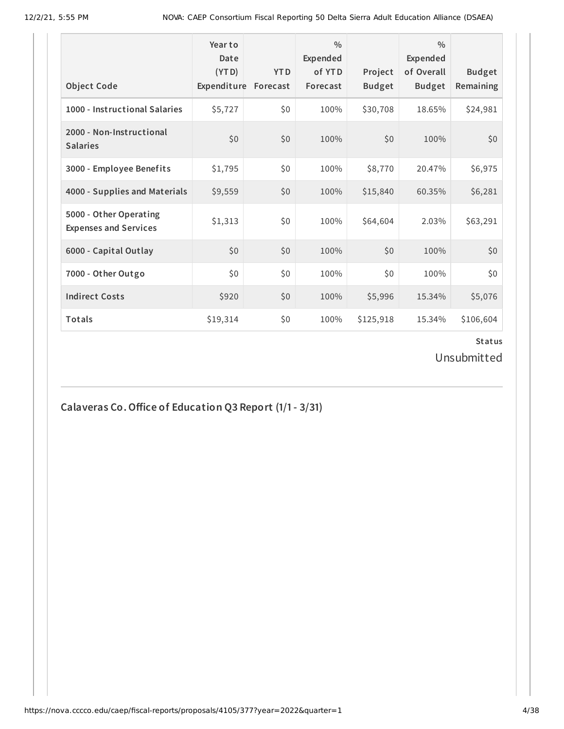| Object Code | Year to Date (YTD) Expenditure | YTD Forecast | % Expended of YTD Forecast | Project Budget | % Expended of Overall Budget | Budget Remaining |
|---|---|---|---|---|---|---|
| 1000 - Instructional Salaries | $5,727 | $0 | 100% | $30,708 | 18.65% | $24,981 |
| 2000 - Non-Instructional Salaries | $0 | $0 | 100% | $0 | 100% | $0 |
| 3000 - Employee Benefits | $1,795 | $0 | 100% | $8,770 | 20.47% | $6,975 |
| 4000 - Supplies and Materials | $9,559 | $0 | 100% | $15,840 | 60.35% | $6,281 |
| 5000 - Other Operating Expenses and Services | $1,313 | $0 | 100% | $64,604 | 2.03% | $63,291 |
| 6000 - Capital Outlay | $0 | $0 | 100% | $0 | 100% | $0 |
| 7000 - Other Outgo | $0 | $0 | 100% | $0 | 100% | $0 |
| Indirect Costs | $920 | $0 | 100% | $5,996 | 15.34% | $5,076 |
| Totals | $19,314 | $0 | 100% | $125,918 | 15.34% | $106,604 |

**Status**

Unsubmitted

## Calaveras Co. Office of Education Q3 Report (1/1 - 3/31)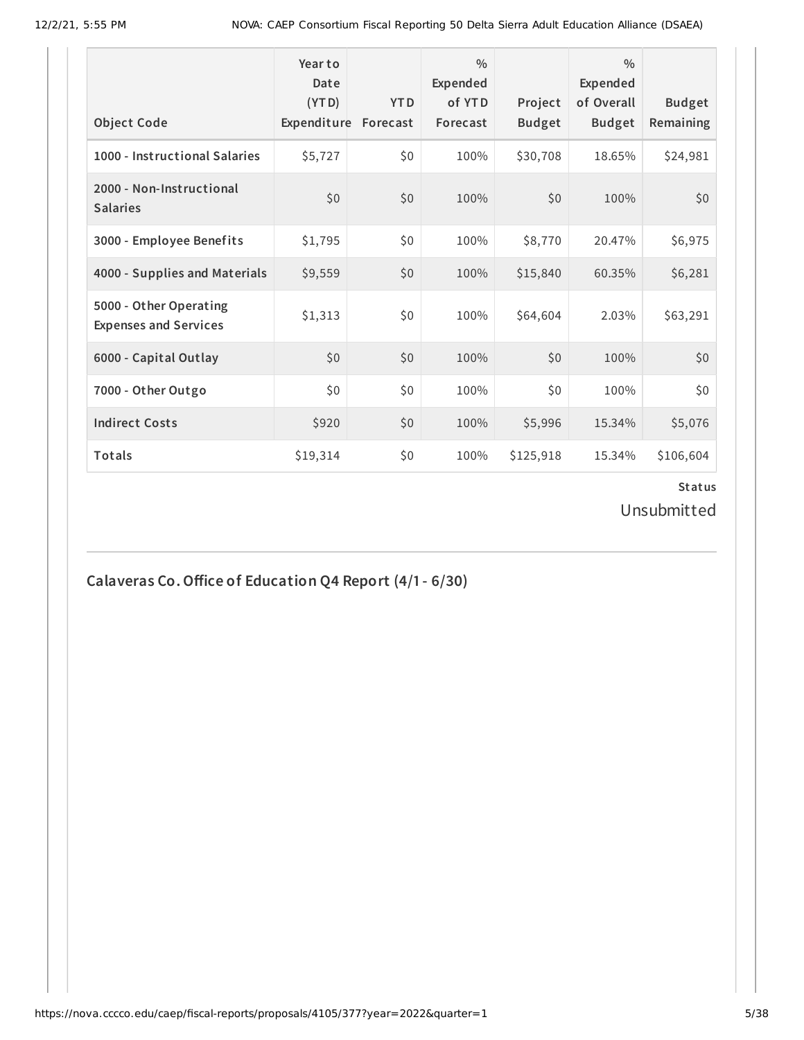| Object Code | Year to Date (YTD) Expenditure | YTD Forecast | % Expended of YTD Forecast | Project Budget | % Expended of Overall Budget | Budget Remaining |
|---|---|---|---|---|---|---|
| 1000 - Instructional Salaries | $5,727 | $0 | 100% | $30,708 | 18.65% | $24,981 |
| 2000 - Non-Instructional Salaries | $0 | $0 | 100% | $0 | 100% | $0 |
| 3000 - Employee Benefits | $1,795 | $0 | 100% | $8,770 | 20.47% | $6,975 |
| 4000 - Supplies and Materials | $9,559 | $0 | 100% | $15,840 | 60.35% | $6,281 |
| 5000 - Other Operating Expenses and Services | $1,313 | $0 | 100% | $64,604 | 2.03% | $63,291 |
| 6000 - Capital Outlay | $0 | $0 | 100% | $0 | 100% | $0 |
| 7000 - Other Outgo | $0 | $0 | 100% | $0 | 100% | $0 |
| Indirect Costs | $920 | $0 | 100% | $5,996 | 15.34% | $5,076 |
| Totals | $19,314 | $0 | 100% | $125,918 | 15.34% | $106,604 |

**Status**

Unsubmitted

## Calaveras Co. Office of Education Q4 Report (4/1 - 6/30)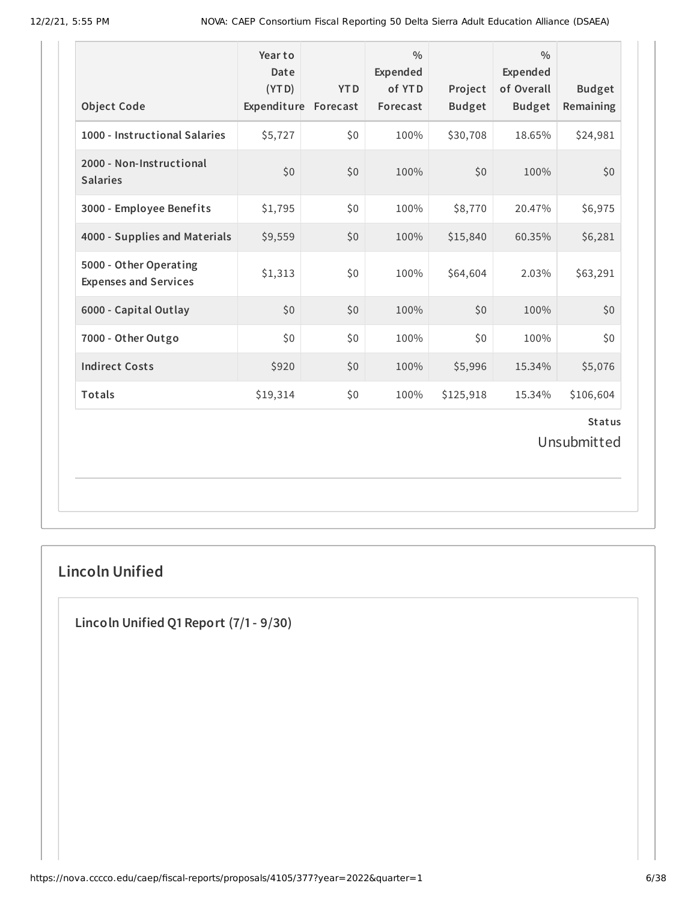| Object Code | Year to Date (YTD) Expenditure | YTD Forecast | % Expended of YTD Forecast | Project Budget | % Expended of Overall Budget | Budget Remaining |
|---|---|---|---|---|---|---|
| 1000 - Instructional Salaries | $5,727 | $0 | 100% | $30,708 | 18.65% | $24,981 |
| 2000 - Non-Instructional Salaries | $0 | $0 | 100% | $0 | 100% | $0 |
| 3000 - Employee Benefits | $1,795 | $0 | 100% | $8,770 | 20.47% | $6,975 |
| 4000 - Supplies and Materials | $9,559 | $0 | 100% | $15,840 | 60.35% | $6,281 |
| 5000 - Other Operating Expenses and Services | $1,313 | $0 | 100% | $64,604 | 2.03% | $63,291 |
| 6000 - Capital Outlay | $0 | $0 | 100% | $0 | 100% | $0 |
| 7000 - Other Outgo | $0 | $0 | 100% | $0 | 100% | $0 |
| Indirect Costs | $920 | $0 | 100% | $5,996 | 15.34% | $5,076 |
| Totals | $19,314 | $0 | 100% | $125,918 | 15.34% | $106,604 |

**Status**

Unsubmitted

## Lincoln Unified

### Lincoln Unified Q1 Report (7/1 - 9/30)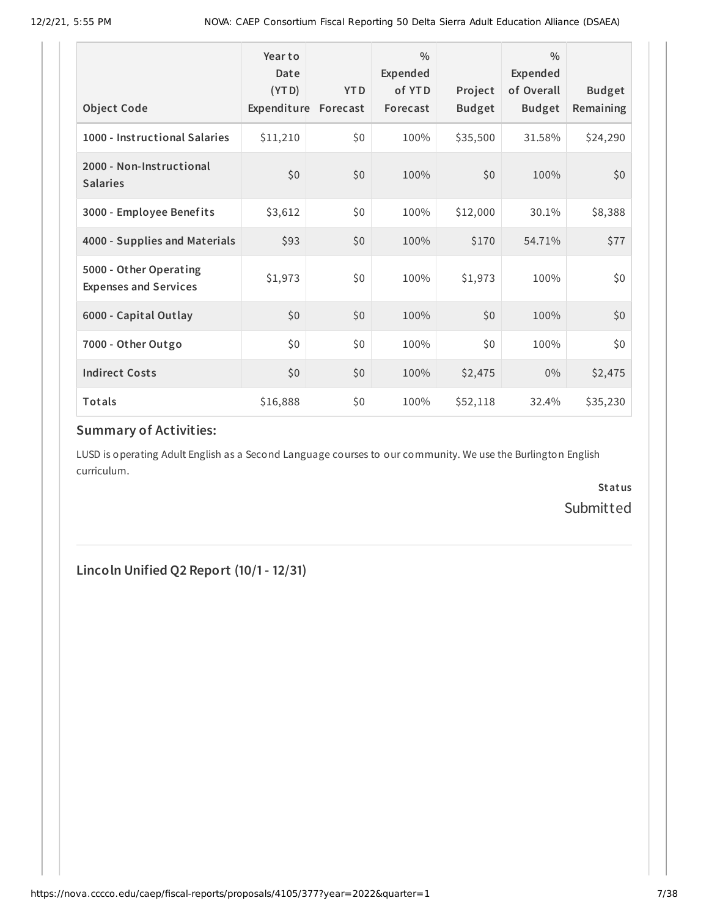| Object Code | Year to Date (YTD) Expenditure | YTD Forecast | % Expended of YTD Forecast | Project Budget | % Expended of Overall Budget | Budget Remaining |
|---|---|---|---|---|---|---|
| 1000 - Instructional Salaries | $11,210 | $0 | 100% | $35,500 | 31.58% | $24,290 |
| 2000 - Non-Instructional Salaries | $0 | $0 | 100% | $0 | 100% | $0 |
| 3000 - Employee Benefits | $3,612 | $0 | 100% | $12,000 | 30.1% | $8,388 |
| 4000 - Supplies and Materials | $93 | $0 | 100% | $170 | 54.71% | $77 |
| 5000 - Other Operating Expenses and Services | $1,973 | $0 | 100% | $1,973 | 100% | $0 |
| 6000 - Capital Outlay | $0 | $0 | 100% | $0 | 100% | $0 |
| 7000 - Other Outgo | $0 | $0 | 100% | $0 | 100% | $0 |
| Indirect Costs | $0 | $0 | 100% | $2,475 | 0% | $2,475 |
| Totals | $16,888 | $0 | 100% | $52,118 | 32.4% | $35,230 |

## Summary of Activities:

LUSD is operating Adult English as a Second Language courses to our community. We use the Burlington English curriculum.

**Status**

Submitted

## Lincoln Unified Q2 Report (10/1 - 12/31)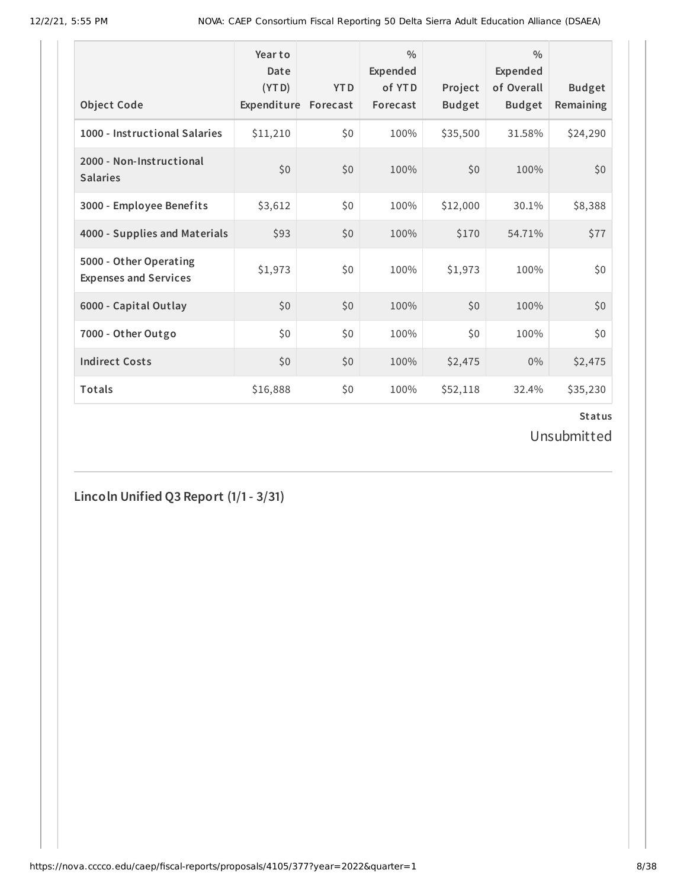| Object Code | Year to Date (YTD) Expenditure | YTD Forecast | % Expended of YTD Forecast | Project Budget | % Expended of Overall Budget | Budget Remaining |
|---|---|---|---|---|---|---|
| 1000 - Instructional Salaries | $11,210 | $0 | 100% | $35,500 | 31.58% | $24,290 |
| 2000 - Non-Instructional Salaries | $0 | $0 | 100% | $0 | 100% | $0 |
| 3000 - Employee Benefits | $3,612 | $0 | 100% | $12,000 | 30.1% | $8,388 |
| 4000 - Supplies and Materials | $93 | $0 | 100% | $170 | 54.71% | $77 |
| 5000 - Other Operating Expenses and Services | $1,973 | $0 | 100% | $1,973 | 100% | $0 |
| 6000 - Capital Outlay | $0 | $0 | 100% | $0 | 100% | $0 |
| 7000 - Other Outgo | $0 | $0 | 100% | $0 | 100% | $0 |
| Indirect Costs | $0 | $0 | 100% | $2,475 | 0% | $2,475 |
| Totals | $16,888 | $0 | 100% | $52,118 | 32.4% | $35,230 |

**Status**

Unsubmitted

## Lincoln Unified Q3 Report (1/1 - 3/31)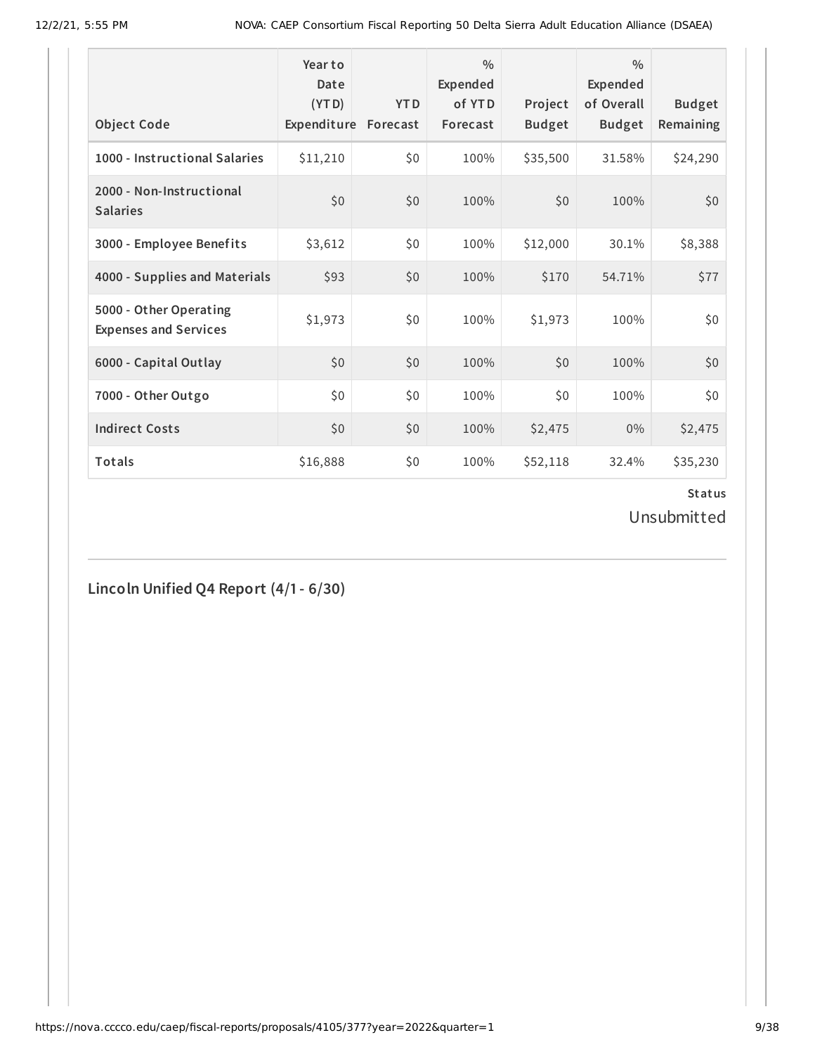| Object Code | Year to Date (YTD) Expenditure | YTD Forecast | % Expended of YTD Forecast | Project Budget | % Expended of Overall Budget | Budget Remaining |
|---|---|---|---|---|---|---|
| 1000 - Instructional Salaries | $11,210 | $0 | 100% | $35,500 | 31.58% | $24,290 |
| 2000 - Non-Instructional Salaries | $0 | $0 | 100% | $0 | 100% | $0 |
| 3000 - Employee Benefits | $3,612 | $0 | 100% | $12,000 | 30.1% | $8,388 |
| 4000 - Supplies and Materials | $93 | $0 | 100% | $170 | 54.71% | $77 |
| 5000 - Other Operating Expenses and Services | $1,973 | $0 | 100% | $1,973 | 100% | $0 |
| 6000 - Capital Outlay | $0 | $0 | 100% | $0 | 100% | $0 |
| 7000 - Other Outgo | $0 | $0 | 100% | $0 | 100% | $0 |
| Indirect Costs | $0 | $0 | 100% | $2,475 | 0% | $2,475 |
| Totals | $16,888 | $0 | 100% | $52,118 | 32.4% | $35,230 |

**Status**

Unsubmitted

## Lincoln Unified Q4 Report (4/1 - 6/30)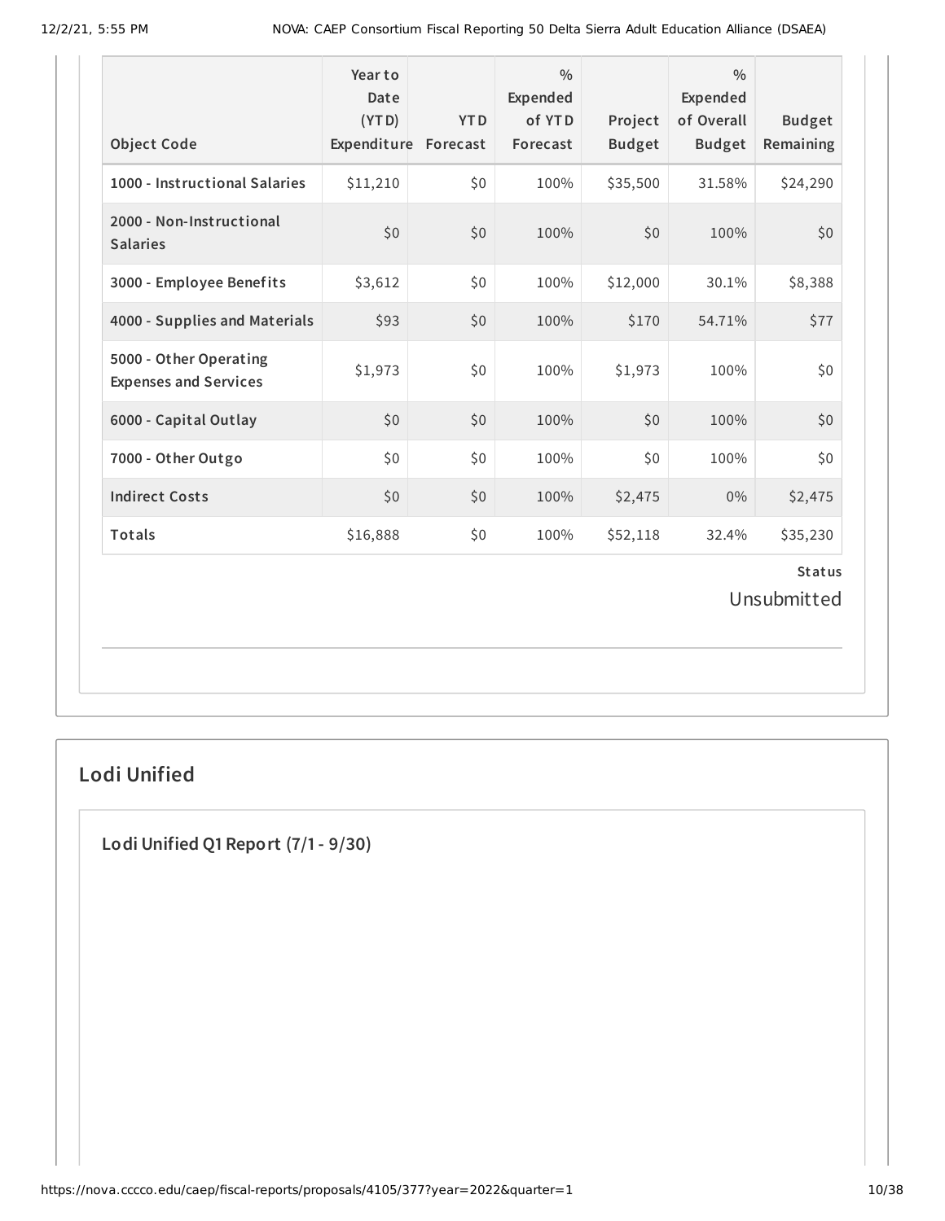| Object Code | Year to Date (YTD) Expenditure | YTD Forecast | % Expended of YTD Forecast | Project Budget | % Expended of Overall Budget | Budget Remaining |
|---|---|---|---|---|---|---|
| 1000 - Instructional Salaries | $11,210 | $0 | 100% | $35,500 | 31.58% | $24,290 |
| 2000 - Non-Instructional Salaries | $0 | $0 | 100% | $0 | 100% | $0 |
| 3000 - Employee Benefits | $3,612 | $0 | 100% | $12,000 | 30.1% | $8,388 |
| 4000 - Supplies and Materials | $93 | $0 | 100% | $170 | 54.71% | $77 |
| 5000 - Other Operating Expenses and Services | $1,973 | $0 | 100% | $1,973 | 100% | $0 |
| 6000 - Capital Outlay | $0 | $0 | 100% | $0 | 100% | $0 |
| 7000 - Other Outgo | $0 | $0 | 100% | $0 | 100% | $0 |
| Indirect Costs | $0 | $0 | 100% | $2,475 | 0% | $2,475 |
| Totals | $16,888 | $0 | 100% | $52,118 | 32.4% | $35,230 |

**Status**

Unsubmitted

## Lodi Unified

### Lodi Unified Q1 Report (7/1 - 9/30)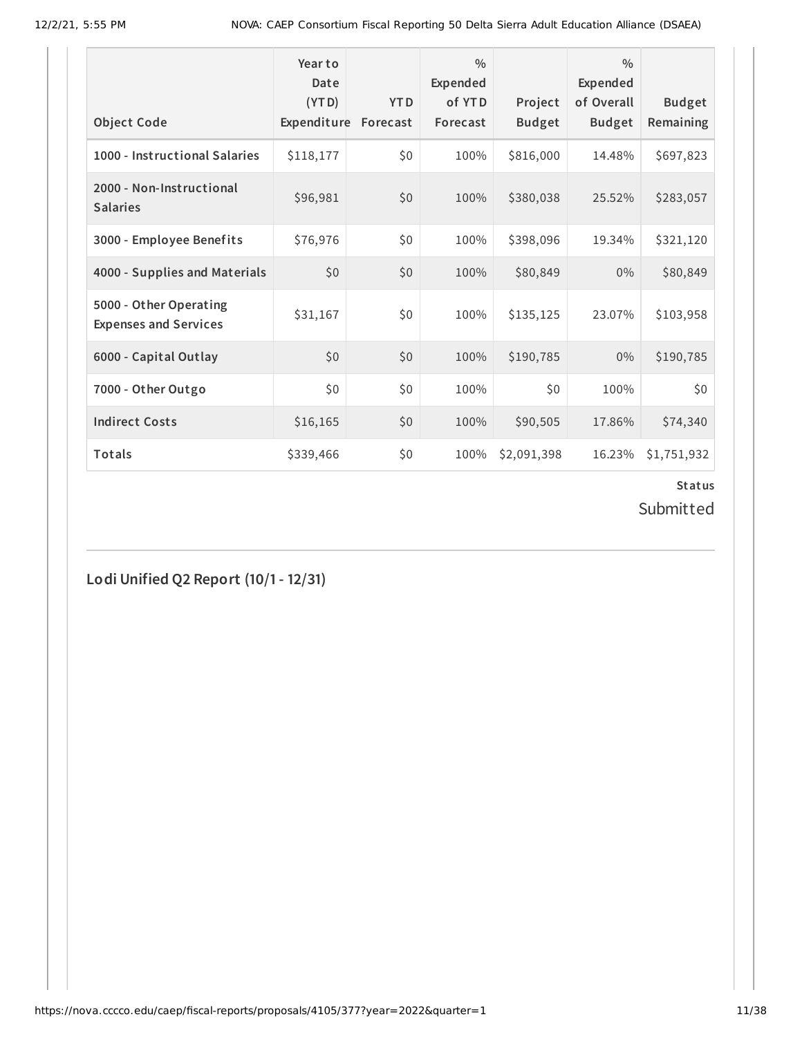| Object Code | Year to Date (YTD) Expenditure | YTD Forecast | % Expended of YTD Forecast | Project Budget | % Expended of Overall Budget | Budget Remaining |
|---|---|---|---|---|---|---|
| **1000 - Instructional Salaries** | $118,177 | $0 | 100% | $816,000 | 14.48% | $697,823 |
| **2000 - Non-Instructional Salaries** | $96,981 | $0 | 100% | $380,038 | 25.52% | $283,057 |
| **3000 - Employee Benefits** | $76,976 | $0 | 100% | $398,096 | 19.34% | $321,120 |
| **4000 - Supplies and Materials** | $0 | $0 | 100% | $80,849 | 0% | $80,849 |
| **5000 - Other Operating Expenses and Services** | $31,167 | $0 | 100% | $135,125 | 23.07% | $103,958 |
| **6000 - Capital Outlay** | $0 | $0 | 100% | $190,785 | 0% | $190,785 |
| **7000 - Other Outgo** | $0 | $0 | 100% | $0 | 100% | $0 |
| **Indirect Costs** | $16,165 | $0 | 100% | $90,505 | 17.86% | $74,340 |
| **Totals** | $339,466 | $0 | 100% | $2,091,398 | 16.23% | $1,751,932 |

**Status**

Submitted

## Lodi Unified Q2 Report (10/1 - 12/31)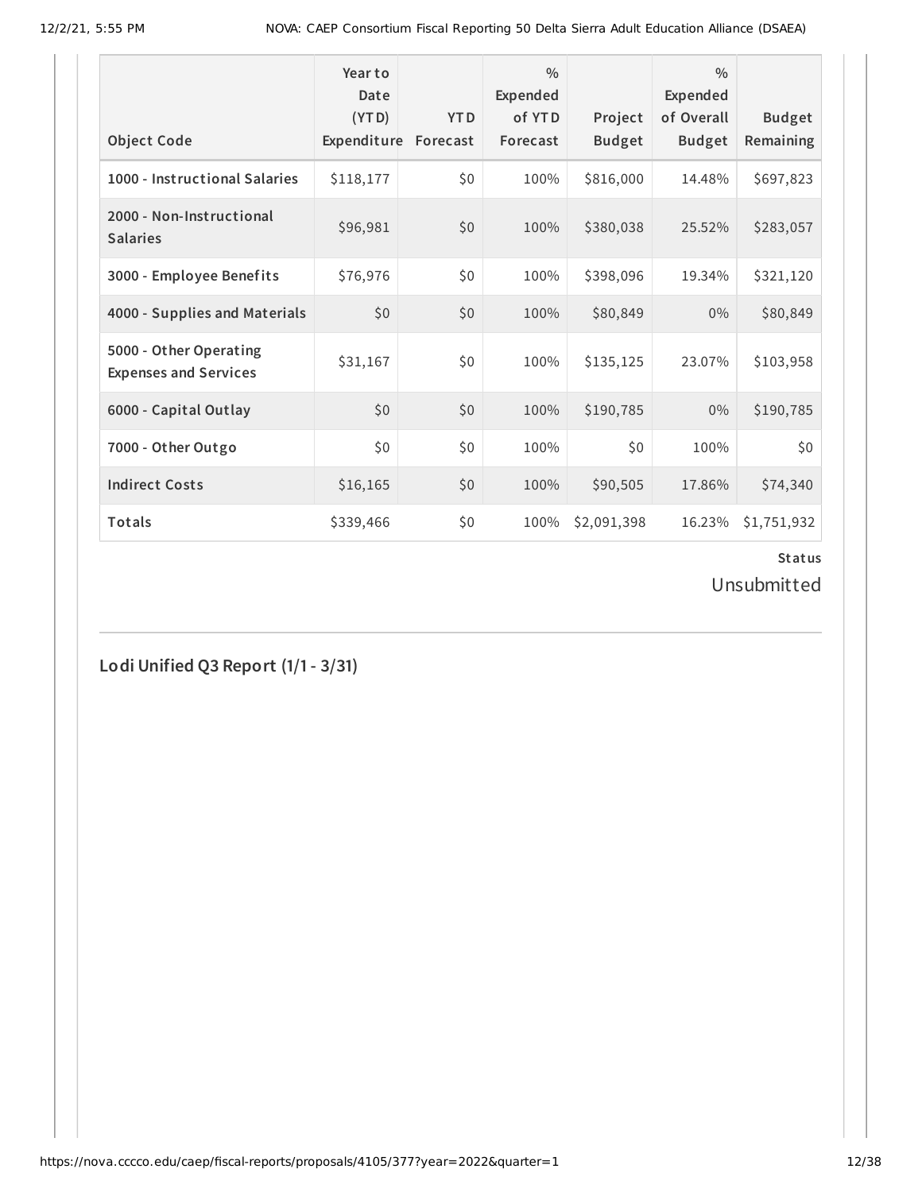| Object Code | Year to Date (YTD) Expenditure | YTD Forecast | % Expended of YTD Forecast | Project Budget | % Expended of Overall Budget | Budget Remaining |
|---|---|---|---|---|---|---|
| 1000 - Instructional Salaries | $118,177 | $0 | 100% | $816,000 | 14.48% | $697,823 |
| 2000 - Non-Instructional Salaries | $96,981 | $0 | 100% | $380,038 | 25.52% | $283,057 |
| 3000 - Employee Benefits | $76,976 | $0 | 100% | $398,096 | 19.34% | $321,120 |
| 4000 - Supplies and Materials | $0 | $0 | 100% | $80,849 | 0% | $80,849 |
| 5000 - Other Operating Expenses and Services | $31,167 | $0 | 100% | $135,125 | 23.07% | $103,958 |
| 6000 - Capital Outlay | $0 | $0 | 100% | $190,785 | 0% | $190,785 |
| 7000 - Other Outgo | $0 | $0 | 100% | $0 | 100% | $0 |
| Indirect Costs | $16,165 | $0 | 100% | $90,505 | 17.86% | $74,340 |
| Totals | $339,466 | $0 | 100% | $2,091,398 | 16.23% | $1,751,932 |

**Status**

Unsubmitted

## Lodi Unified Q3 Report (1/1 - 3/31)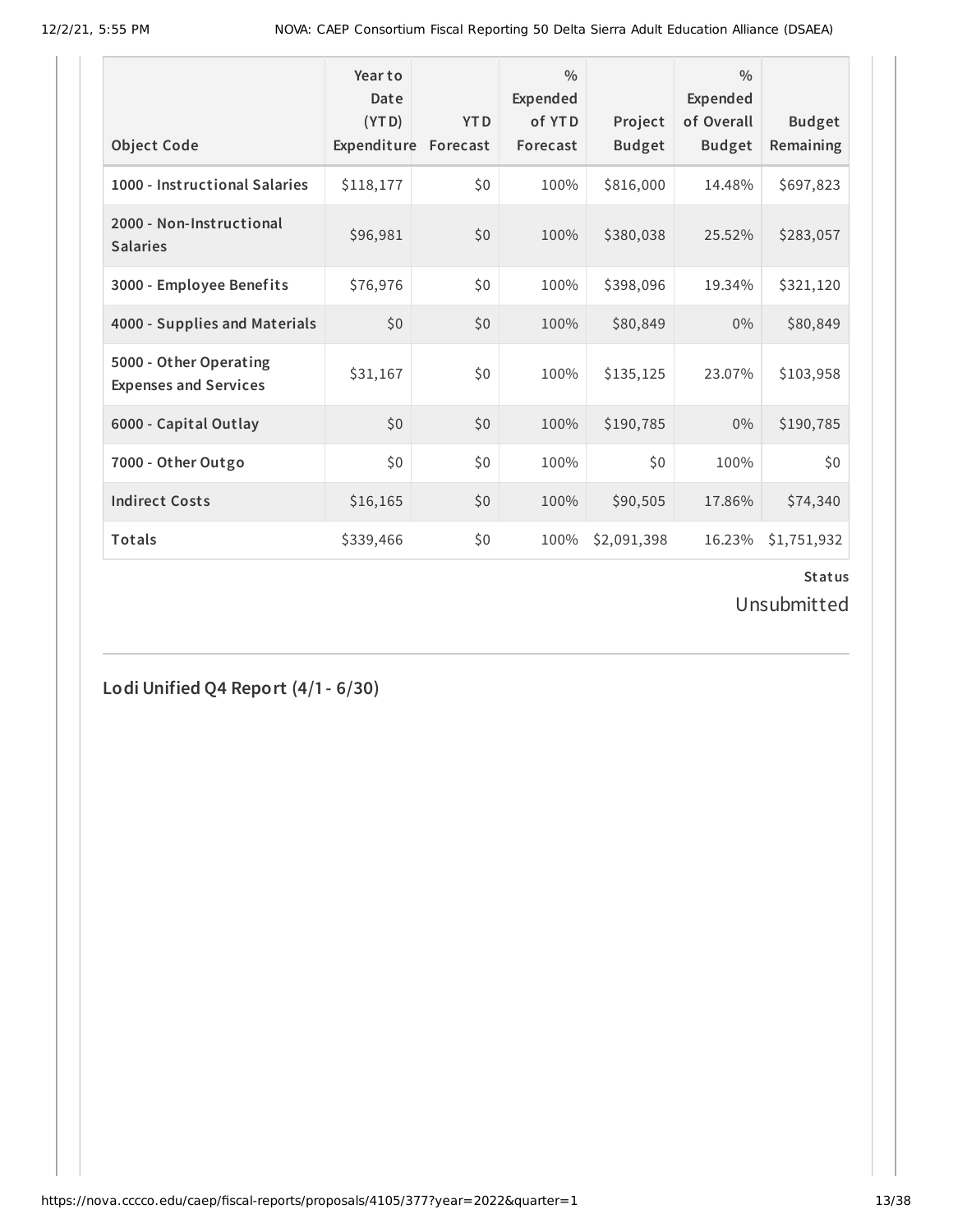| Object Code | Year to Date (YTD) Expenditure | YTD Forecast | % Expended of YTD Forecast | Project Budget | % Expended of Overall Budget | Budget Remaining |
|---|---|---|---|---|---|---|
| **1000 - Instructional Salaries** | $118,177 | $0 | 100% | $816,000 | 14.48% | $697,823 |
| **2000 - Non-Instructional Salaries** | $96,981 | $0 | 100% | $380,038 | 25.52% | $283,057 |
| **3000 - Employee Benefits** | $76,976 | $0 | 100% | $398,096 | 19.34% | $321,120 |
| **4000 - Supplies and Materials** | $0 | $0 | 100% | $80,849 | 0% | $80,849 |
| **5000 - Other Operating Expenses and Services** | $31,167 | $0 | 100% | $135,125 | 23.07% | $103,958 |
| **6000 - Capital Outlay** | $0 | $0 | 100% | $190,785 | 0% | $190,785 |
| **7000 - Other Outgo** | $0 | $0 | 100% | $0 | 100% | $0 |
| **Indirect Costs** | $16,165 | $0 | 100% | $90,505 | 17.86% | $74,340 |
| **Totals** | $339,466 | $0 | 100% | $2,091,398 | 16.23% | $1,751,932 |

**Status**

Unsubmitted

## Lodi Unified Q4 Report (4/1 - 6/30)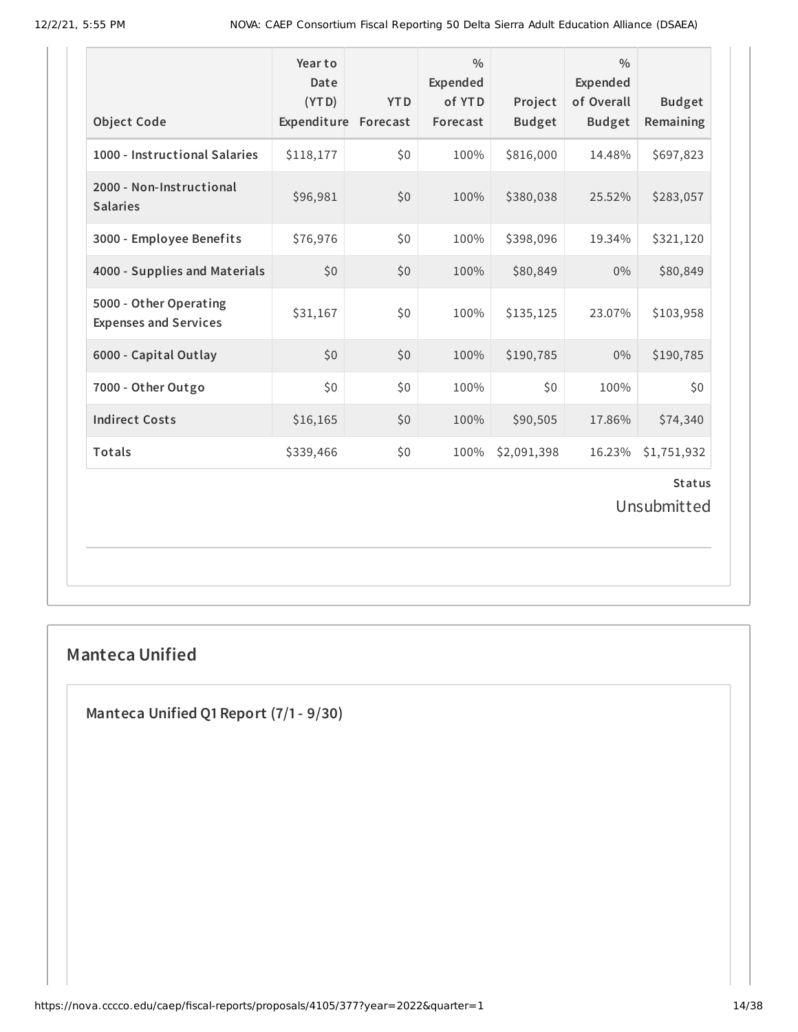| Object Code | Year to Date (YTD) Expenditure | YTD Forecast | % Expended of YTD Forecast | Project Budget | % Expended of Overall Budget | Budget Remaining |
|---|---|---|---|---|---|---|
| 1000 - Instructional Salaries | $118,177 | $0 | 100% | $816,000 | 14.48% | $697,823 |
| 2000 - Non-Instructional Salaries | $96,981 | $0 | 100% | $380,038 | 25.52% | $283,057 |
| 3000 - Employee Benefits | $76,976 | $0 | 100% | $398,096 | 19.34% | $321,120 |
| 4000 - Supplies and Materials | $0 | $0 | 100% | $80,849 | 0% | $80,849 |
| 5000 - Other Operating Expenses and Services | $31,167 | $0 | 100% | $135,125 | 23.07% | $103,958 |
| 6000 - Capital Outlay | $0 | $0 | 100% | $190,785 | 0% | $190,785 |
| 7000 - Other Outgo | $0 | $0 | 100% | $0 | 100% | $0 |
| Indirect Costs | $16,165 | $0 | 100% | $90,505 | 17.86% | $74,340 |
| Totals | $339,466 | $0 | 100% | $2,091,398 | 16.23% | $1,751,932 |

**Status**

Unsubmitted

## Manteca Unified

### Manteca Unified Q1 Report (7/1 - 9/30)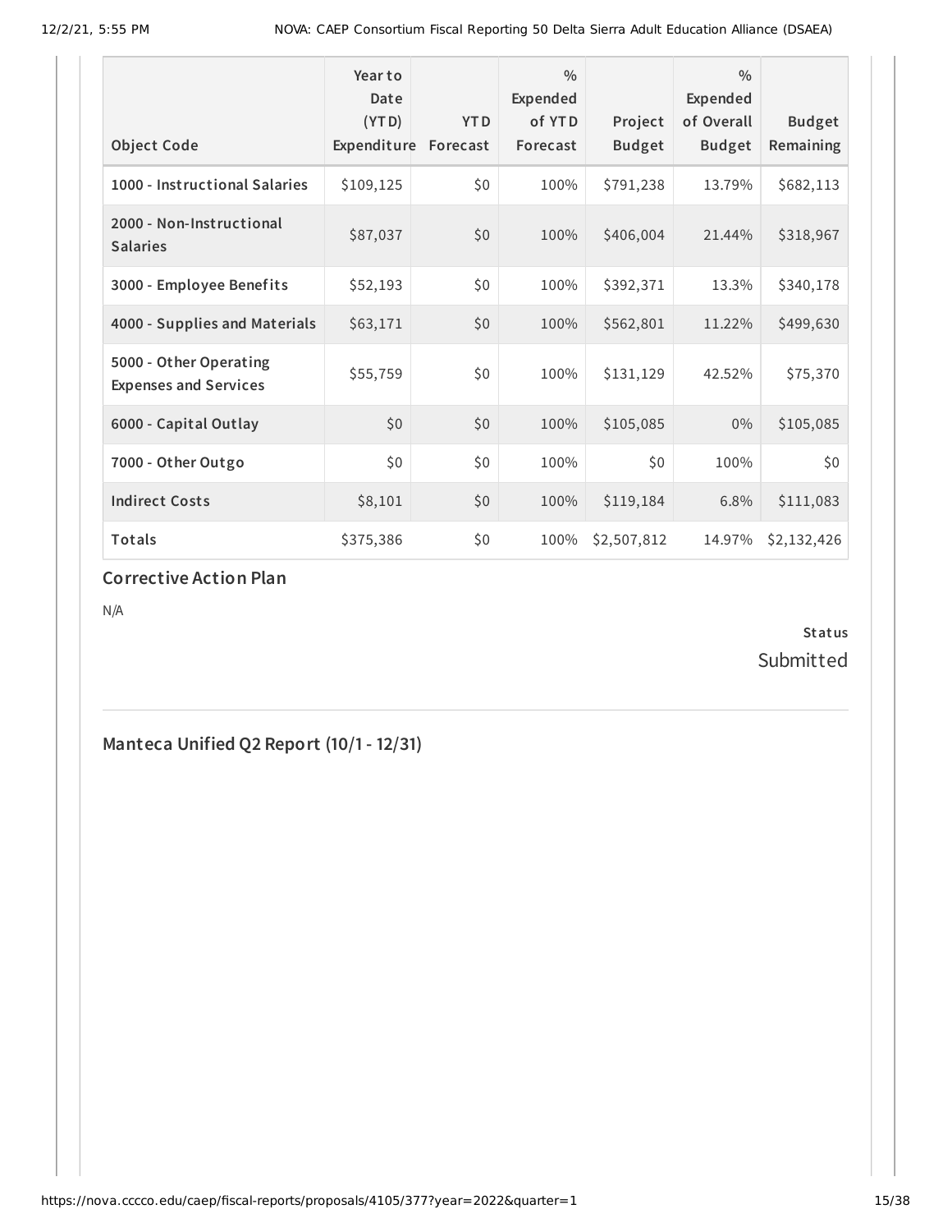| Object Code | Year to Date (YTD) Expenditure | YTD Forecast | % Expended of YTD Forecast | Project Budget | % Expended of Overall Budget | Budget Remaining |
|---|---|---|---|---|---|---|
| 1000 - Instructional Salaries | $109,125 | $0 | 100% | $791,238 | 13.79% | $682,113 |
| 2000 - Non-Instructional Salaries | $87,037 | $0 | 100% | $406,004 | 21.44% | $318,967 |
| 3000 - Employee Benefits | $52,193 | $0 | 100% | $392,371 | 13.3% | $340,178 |
| 4000 - Supplies and Materials | $63,171 | $0 | 100% | $562,801 | 11.22% | $499,630 |
| 5000 - Other Operating Expenses and Services | $55,759 | $0 | 100% | $131,129 | 42.52% | $75,370 |
| 6000 - Capital Outlay | $0 | $0 | 100% | $105,085 | 0% | $105,085 |
| 7000 - Other Outgo | $0 | $0 | 100% | $0 | 100% | $0 |
| Indirect Costs | $8,101 | $0 | 100% | $119,184 | 6.8% | $111,083 |
| Totals | $375,386 | $0 | 100% | $2,507,812 | 14.97% | $2,132,426 |

## Corrective Action Plan

N/A

**Status**

Submitted

## Manteca Unified Q2 Report (10/1 - 12/31)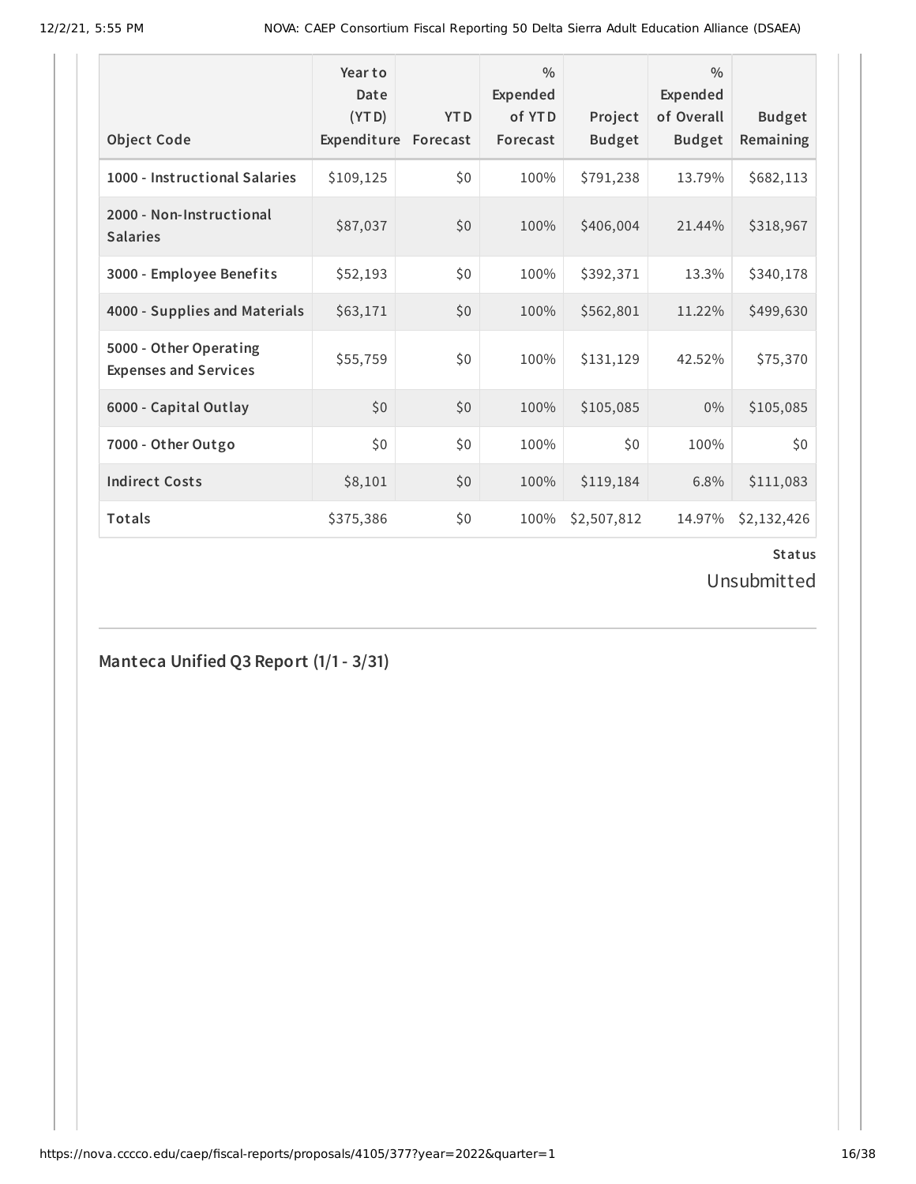| Object Code | Year to Date (YTD) Expenditure | YTD Forecast | % Expended of YTD Forecast | Project Budget | % Expended of Overall Budget | Budget Remaining |
|---|---|---|---|---|---|---|
| 1000 - Instructional Salaries | $109,125 | $0 | 100% | $791,238 | 13.79% | $682,113 |
| 2000 - Non-Instructional Salaries | $87,037 | $0 | 100% | $406,004 | 21.44% | $318,967 |
| 3000 - Employee Benefits | $52,193 | $0 | 100% | $392,371 | 13.3% | $340,178 |
| 4000 - Supplies and Materials | $63,171 | $0 | 100% | $562,801 | 11.22% | $499,630 |
| 5000 - Other Operating Expenses and Services | $55,759 | $0 | 100% | $131,129 | 42.52% | $75,370 |
| 6000 - Capital Outlay | $0 | $0 | 100% | $105,085 | 0% | $105,085 |
| 7000 - Other Outgo | $0 | $0 | 100% | $0 | 100% | $0 |
| Indirect Costs | $8,101 | $0 | 100% | $119,184 | 6.8% | $111,083 |
| Totals | $375,386 | $0 | 100% | $2,507,812 | 14.97% | $2,132,426 |

**Status**

Unsubmitted

## Manteca Unified Q3 Report (1/1 - 3/31)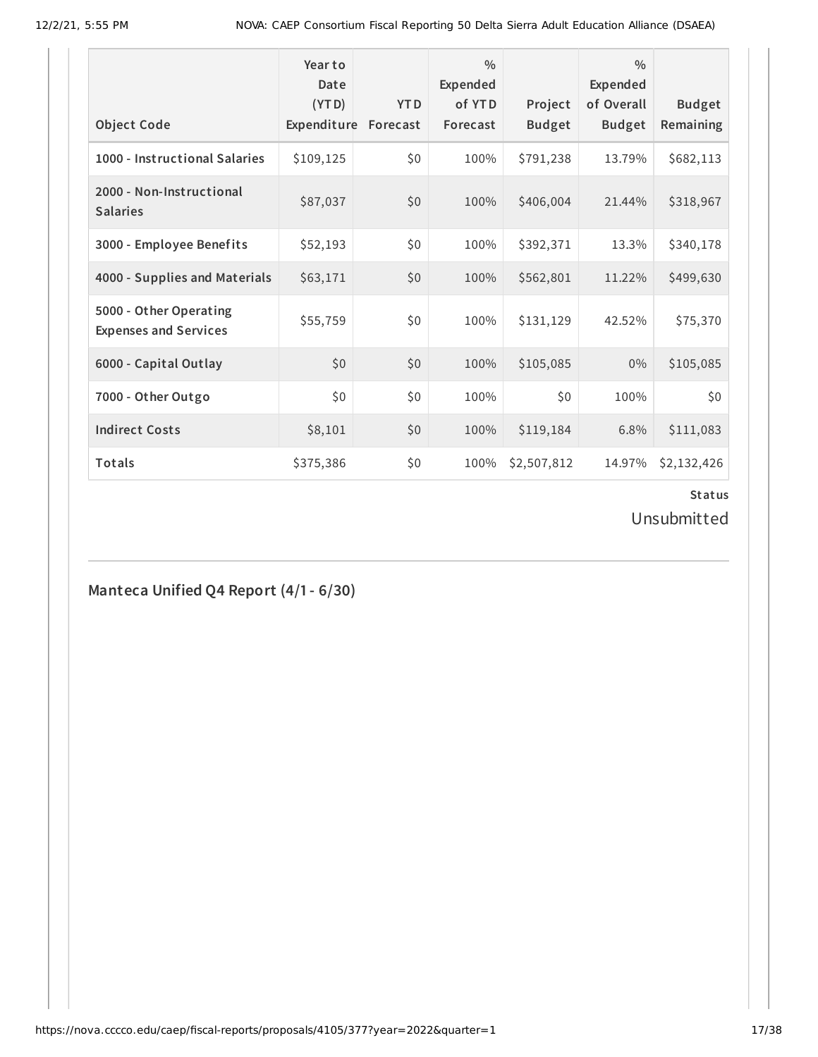| Object Code | Year to Date (YTD) Expenditure | YTD Forecast | % Expended of YTD Forecast | Project Budget | % Expended of Overall Budget | Budget Remaining |
|---|---|---|---|---|---|---|
| 1000 - Instructional Salaries | $109,125 | $0 | 100% | $791,238 | 13.79% | $682,113 |
| 2000 - Non-Instructional Salaries | $87,037 | $0 | 100% | $406,004 | 21.44% | $318,967 |
| 3000 - Employee Benefits | $52,193 | $0 | 100% | $392,371 | 13.3% | $340,178 |
| 4000 - Supplies and Materials | $63,171 | $0 | 100% | $562,801 | 11.22% | $499,630 |
| 5000 - Other Operating Expenses and Services | $55,759 | $0 | 100% | $131,129 | 42.52% | $75,370 |
| 6000 - Capital Outlay | $0 | $0 | 100% | $105,085 | 0% | $105,085 |
| 7000 - Other Outgo | $0 | $0 | 100% | $0 | 100% | $0 |
| Indirect Costs | $8,101 | $0 | 100% | $119,184 | 6.8% | $111,083 |
| Totals | $375,386 | $0 | 100% | $2,507,812 | 14.97% | $2,132,426 |

**Status**

Unsubmitted

## Manteca Unified Q4 Report (4/1 - 6/30)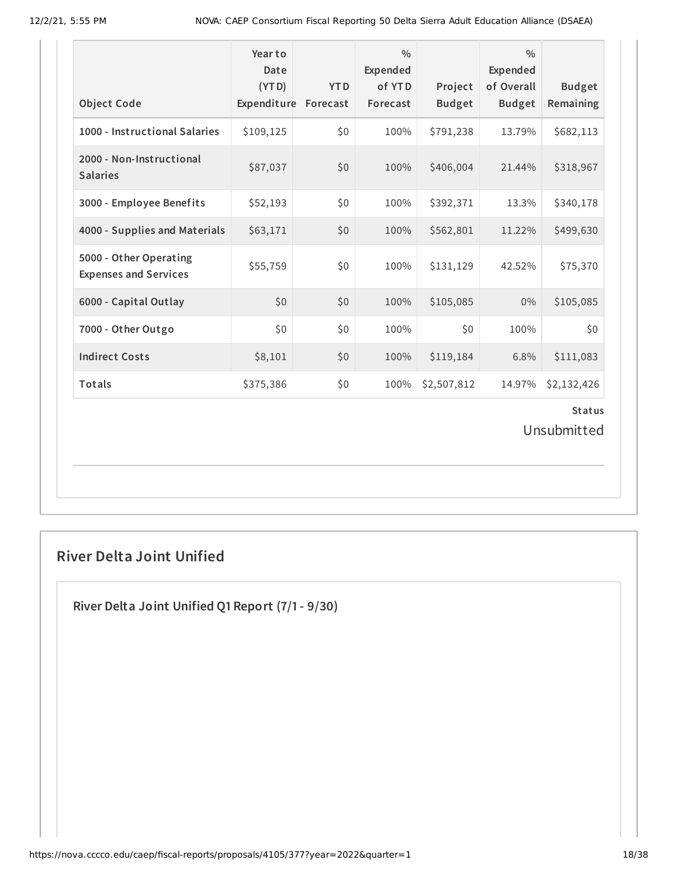| Object Code | Year to Date (YTD) Expenditure | YTD Forecast | % Expended of YTD Forecast | Project Budget | % Expended of Overall Budget | Budget Remaining |
|---|---|---|---|---|---|---|
| 1000 - Instructional Salaries | $109,125 | $0 | 100% | $791,238 | 13.79% | $682,113 |
| 2000 - Non-Instructional Salaries | $87,037 | $0 | 100% | $406,004 | 21.44% | $318,967 |
| 3000 - Employee Benefits | $52,193 | $0 | 100% | $392,371 | 13.3% | $340,178 |
| 4000 - Supplies and Materials | $63,171 | $0 | 100% | $562,801 | 11.22% | $499,630 |
| 5000 - Other Operating Expenses and Services | $55,759 | $0 | 100% | $131,129 | 42.52% | $75,370 |
| 6000 - Capital Outlay | $0 | $0 | 100% | $105,085 | 0% | $105,085 |
| 7000 - Other Outgo | $0 | $0 | 100% | $0 | 100% | $0 |
| Indirect Costs | $8,101 | $0 | 100% | $119,184 | 6.8% | $111,083 |
| Totals | $375,386 | $0 | 100% | $2,507,812 | 14.97% | $2,132,426 |

**Status**

Unsubmitted

## River Delta Joint Unified

### River Delta Joint Unified Q1 Report (7/1 - 9/30)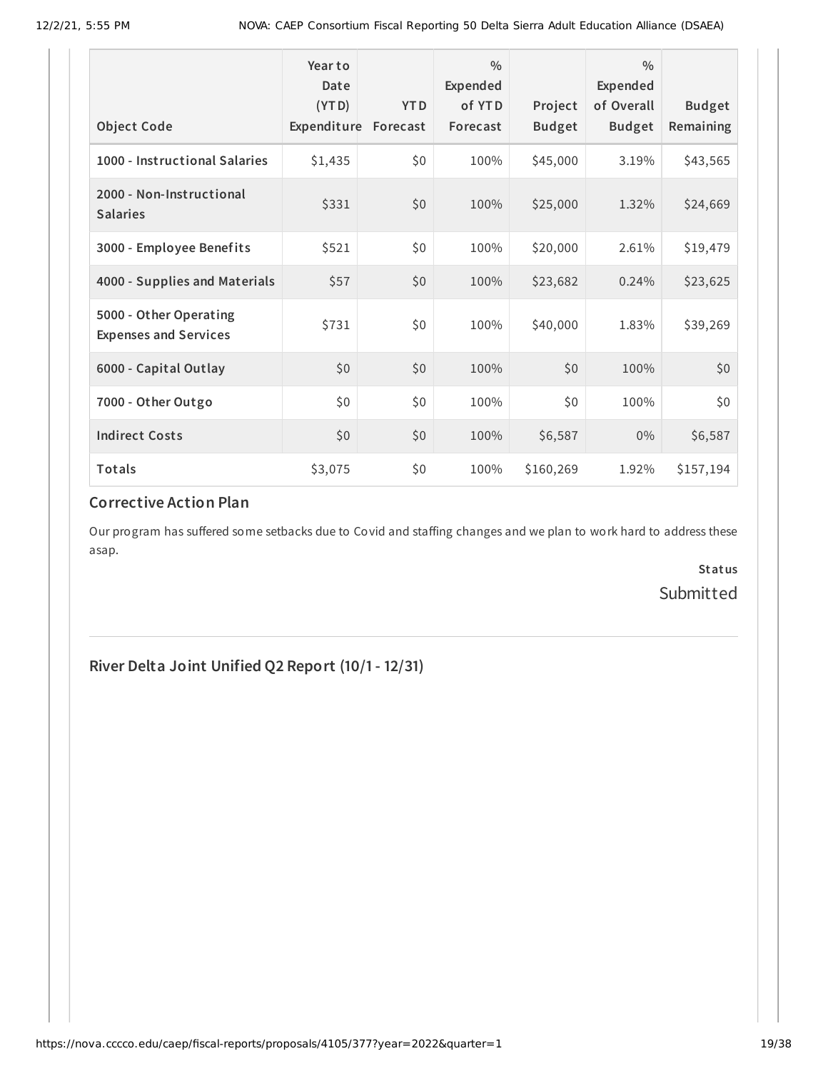| Object Code | Year to Date (YTD) Expenditure | YTD Forecast | % Expended of YTD Forecast | Project Budget | % Expended of Overall Budget | Budget Remaining |
|---|---|---|---|---|---|---|
| 1000 - Instructional Salaries | $1,435 | $0 | 100% | $45,000 | 3.19% | $43,565 |
| 2000 - Non-Instructional Salaries | $331 | $0 | 100% | $25,000 | 1.32% | $24,669 |
| 3000 - Employee Benefits | $521 | $0 | 100% | $20,000 | 2.61% | $19,479 |
| 4000 - Supplies and Materials | $57 | $0 | 100% | $23,682 | 0.24% | $23,625 |
| 5000 - Other Operating Expenses and Services | $731 | $0 | 100% | $40,000 | 1.83% | $39,269 |
| 6000 - Capital Outlay | $0 | $0 | 100% | $0 | 100% | $0 |
| 7000 - Other Outgo | $0 | $0 | 100% | $0 | 100% | $0 |
| Indirect Costs | $0 | $0 | 100% | $6,587 | 0% | $6,587 |
| Totals | $3,075 | $0 | 100% | $160,269 | 1.92% | $157,194 |

### Corrective Action Plan

Our program has suffered some setbacks due to Covid and staffing changes and we plan to work hard to address these asap.

**Status**

Submitted

## River Delta Joint Unified Q2 Report (10/1 - 12/31)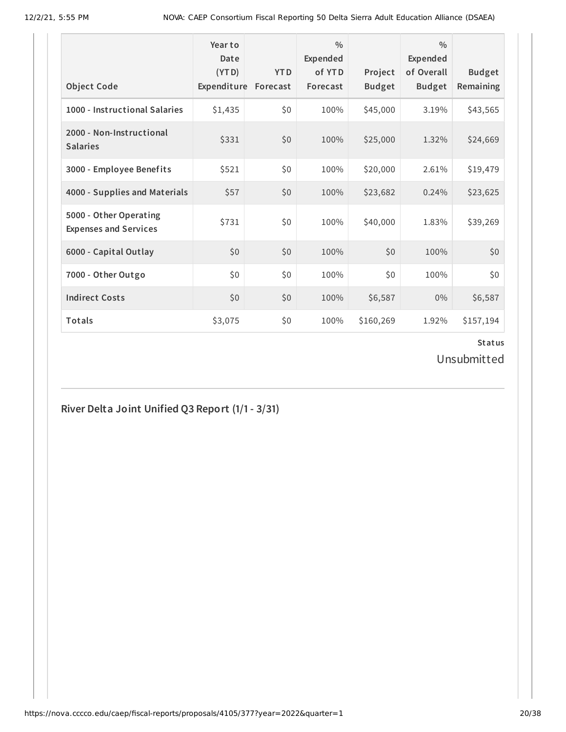| Object Code | Year to Date (YTD) Expenditure | YTD Forecast | % Expended of YTD Forecast | Project Budget | % Expended of Overall Budget | Budget Remaining |
|---|---|---|---|---|---|---|
| 1000 - Instructional Salaries | $1,435 | $0 | 100% | $45,000 | 3.19% | $43,565 |
| 2000 - Non-Instructional Salaries | $331 | $0 | 100% | $25,000 | 1.32% | $24,669 |
| 3000 - Employee Benefits | $521 | $0 | 100% | $20,000 | 2.61% | $19,479 |
| 4000 - Supplies and Materials | $57 | $0 | 100% | $23,682 | 0.24% | $23,625 |
| 5000 - Other Operating Expenses and Services | $731 | $0 | 100% | $40,000 | 1.83% | $39,269 |
| 6000 - Capital Outlay | $0 | $0 | 100% | $0 | 100% | $0 |
| 7000 - Other Outgo | $0 | $0 | 100% | $0 | 100% | $0 |
| Indirect Costs | $0 | $0 | 100% | $6,587 | 0% | $6,587 |
| Totals | $3,075 | $0 | 100% | $160,269 | 1.92% | $157,194 |

**Status**

Unsubmitted

## River Delta Joint Unified Q3 Report (1/1 - 3/31)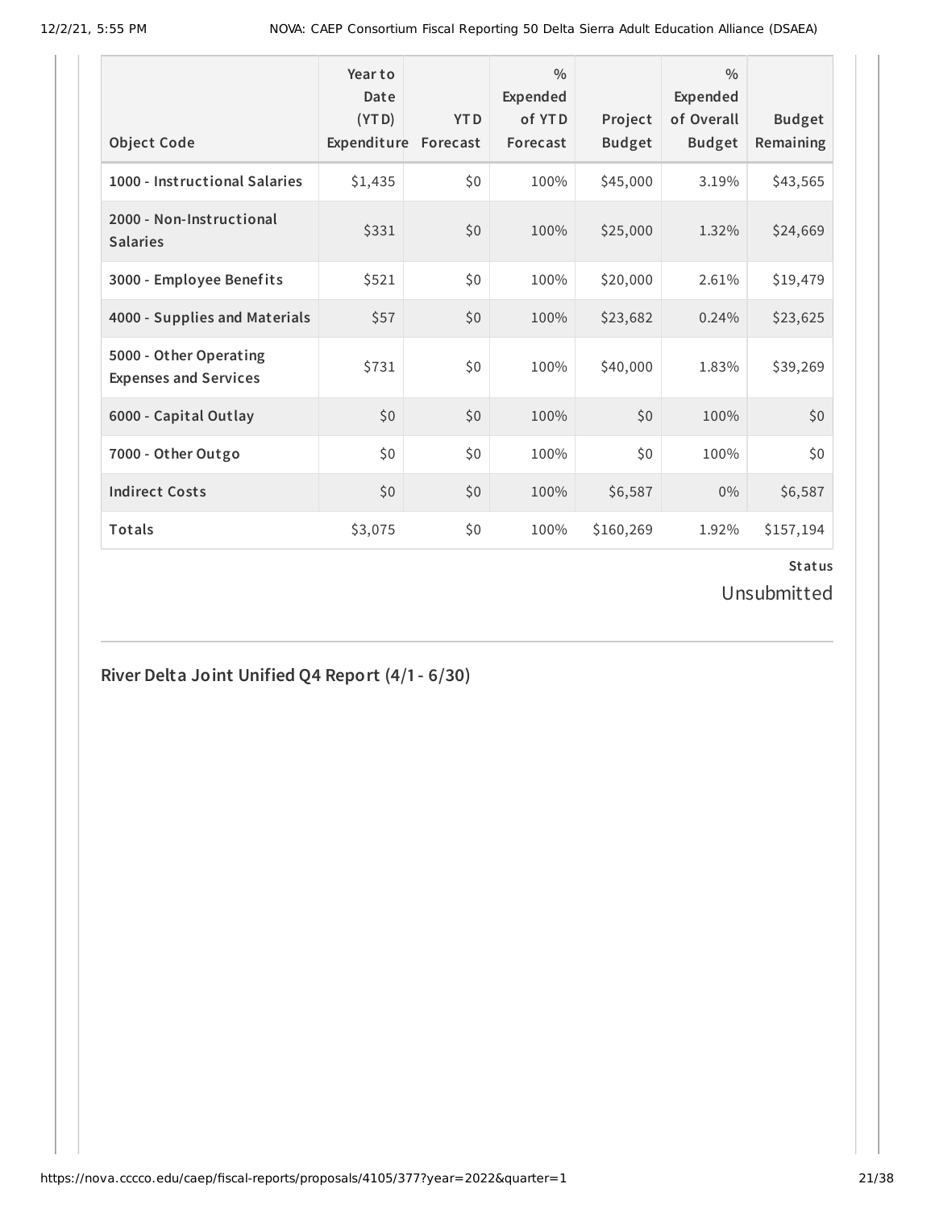| Object Code | Year to Date (YTD) Expenditure | YTD Forecast | % Expended of YTD Forecast | Project Budget | % Expended of Overall Budget | Budget Remaining |
|---|---|---|---|---|---|---|
| 1000 - Instructional Salaries | $1,435 | $0 | 100% | $45,000 | 3.19% | $43,565 |
| 2000 - Non-Instructional Salaries | $331 | $0 | 100% | $25,000 | 1.32% | $24,669 |
| 3000 - Employee Benefits | $521 | $0 | 100% | $20,000 | 2.61% | $19,479 |
| 4000 - Supplies and Materials | $57 | $0 | 100% | $23,682 | 0.24% | $23,625 |
| 5000 - Other Operating Expenses and Services | $731 | $0 | 100% | $40,000 | 1.83% | $39,269 |
| 6000 - Capital Outlay | $0 | $0 | 100% | $0 | 100% | $0 |
| 7000 - Other Outgo | $0 | $0 | 100% | $0 | 100% | $0 |
| Indirect Costs | $0 | $0 | 100% | $6,587 | 0% | $6,587 |
| Totals | $3,075 | $0 | 100% | $160,269 | 1.92% | $157,194 |

**Status**

Unsubmitted

## River Delta Joint Unified Q4 Report (4/1 - 6/30)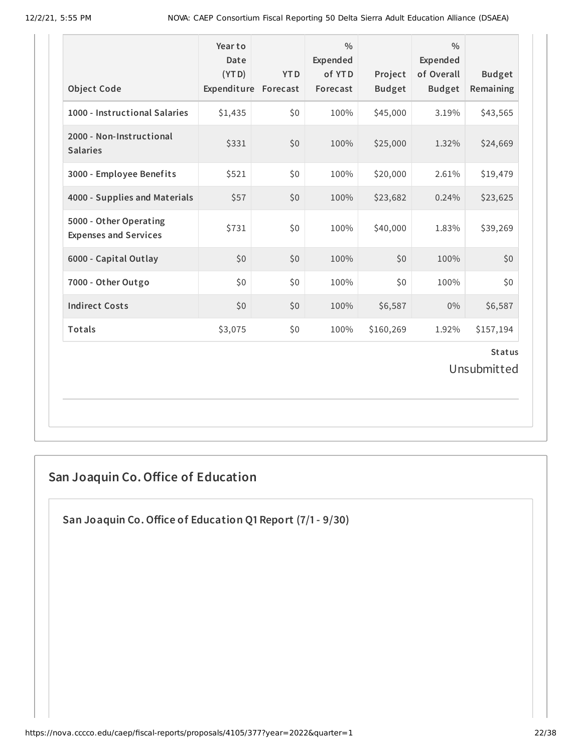| Object Code | Year to Date (YTD) Expenditure | YTD Forecast | % Expended of YTD Forecast | Project Budget | % Expended of Overall Budget | Budget Remaining |
|---|---|---|---|---|---|---|
| 1000 - Instructional Salaries | $1,435 | $0 | 100% | $45,000 | 3.19% | $43,565 |
| 2000 - Non-Instructional Salaries | $331 | $0 | 100% | $25,000 | 1.32% | $24,669 |
| 3000 - Employee Benefits | $521 | $0 | 100% | $20,000 | 2.61% | $19,479 |
| 4000 - Supplies and Materials | $57 | $0 | 100% | $23,682 | 0.24% | $23,625 |
| 5000 - Other Operating Expenses and Services | $731 | $0 | 100% | $40,000 | 1.83% | $39,269 |
| 6000 - Capital Outlay | $0 | $0 | 100% | $0 | 100% | $0 |
| 7000 - Other Outgo | $0 | $0 | 100% | $0 | 100% | $0 |
| Indirect Costs | $0 | $0 | 100% | $6,587 | 0% | $6,587 |
| Totals | $3,075 | $0 | 100% | $160,269 | 1.92% | $157,194 |

**Status**

Unsubmitted

## San Joaquin Co. Office of Education

### San Joaquin Co. Office of Education Q1 Report (7/1 - 9/30)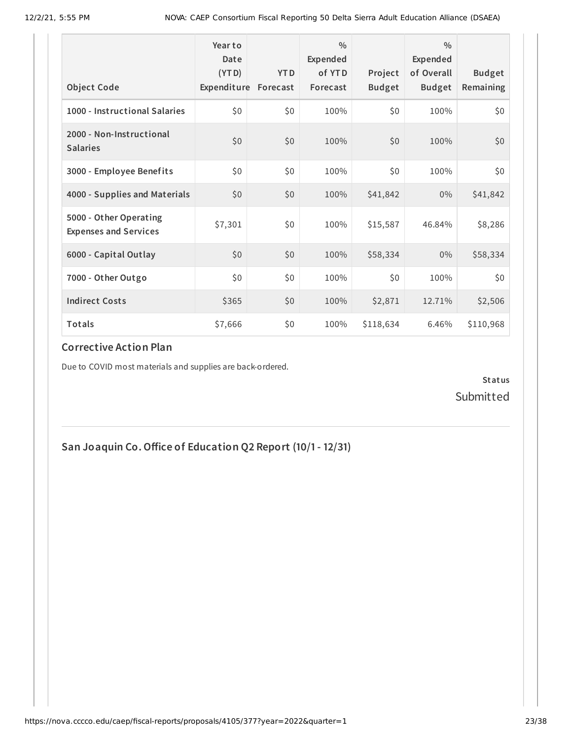| Object Code | Year to Date (YTD) Expenditure | YTD Forecast | % Expended of YTD Forecast | Project Budget | % Expended of Overall Budget | Budget Remaining |
|---|---|---|---|---|---|---|
| 1000 - Instructional Salaries | $0 | $0 | 100% | $0 | 100% | $0 |
| 2000 - Non-Instructional Salaries | $0 | $0 | 100% | $0 | 100% | $0 |
| 3000 - Employee Benefits | $0 | $0 | 100% | $0 | 100% | $0 |
| 4000 - Supplies and Materials | $0 | $0 | 100% | $41,842 | 0% | $41,842 |
| 5000 - Other Operating Expenses and Services | $7,301 | $0 | 100% | $15,587 | 46.84% | $8,286 |
| 6000 - Capital Outlay | $0 | $0 | 100% | $58,334 | 0% | $58,334 |
| 7000 - Other Outgo | $0 | $0 | 100% | $0 | 100% | $0 |
| Indirect Costs | $365 | $0 | 100% | $2,871 | 12.71% | $2,506 |
| Totals | $7,666 | $0 | 100% | $118,634 | 6.46% | $110,968 |

### Corrective Action Plan

Due to COVID most materials and supplies are back-ordered.

**Status**

Submitted

## San Joaquin Co. Office of Education Q2 Report (10/1 - 12/31)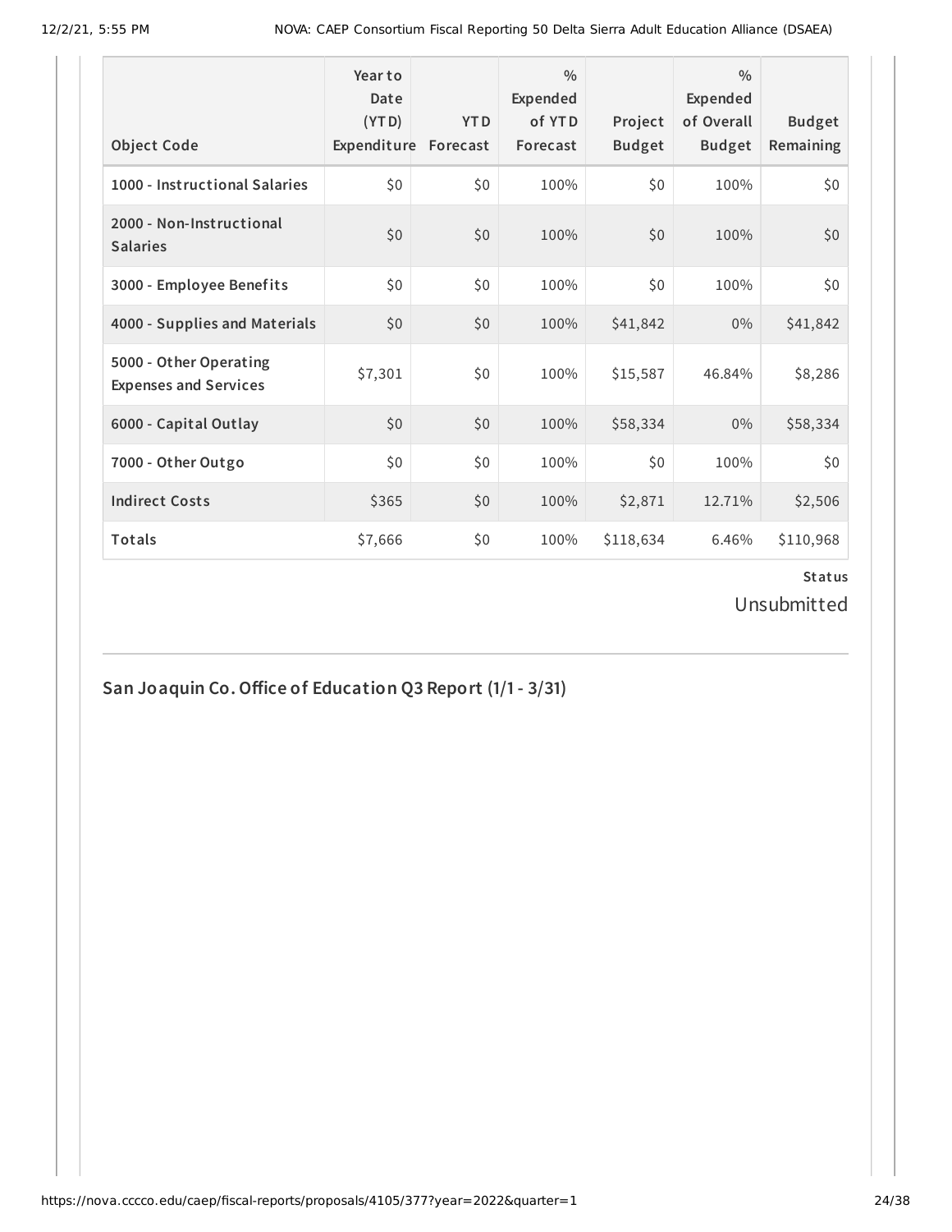| Object Code | Year to Date (YTD) Expenditure | YTD Forecast | % Expended of YTD Forecast | Project Budget | % Expended of Overall Budget | Budget Remaining |
|---|---|---|---|---|---|---|
| 1000 - Instructional Salaries | $0 | $0 | 100% | $0 | 100% | $0 |
| 2000 - Non-Instructional Salaries | $0 | $0 | 100% | $0 | 100% | $0 |
| 3000 - Employee Benefits | $0 | $0 | 100% | $0 | 100% | $0 |
| 4000 - Supplies and Materials | $0 | $0 | 100% | $41,842 | 0% | $41,842 |
| 5000 - Other Operating Expenses and Services | $7,301 | $0 | 100% | $15,587 | 46.84% | $8,286 |
| 6000 - Capital Outlay | $0 | $0 | 100% | $58,334 | 0% | $58,334 |
| 7000 - Other Outgo | $0 | $0 | 100% | $0 | 100% | $0 |
| Indirect Costs | $365 | $0 | 100% | $2,871 | 12.71% | $2,506 |
| Totals | $7,666 | $0 | 100% | $118,634 | 6.46% | $110,968 |

**Status**

Unsubmitted

## San Joaquin Co. Office of Education Q3 Report (1/1 - 3/31)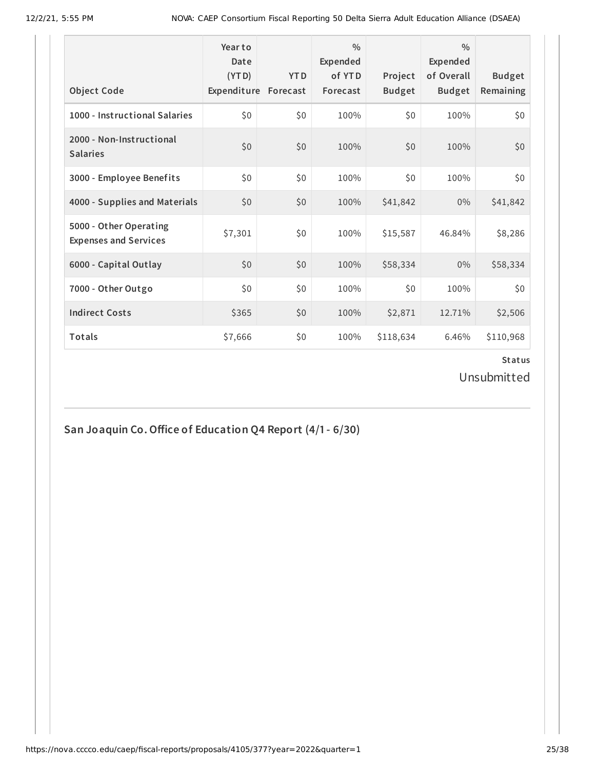| Object Code | Year to Date (YTD) Expenditure | YTD Forecast | % Expended of YTD Forecast | Project Budget | % Expended of Overall Budget | Budget Remaining |
|---|---|---|---|---|---|---|
| 1000 - Instructional Salaries | $0 | $0 | 100% | $0 | 100% | $0 |
| 2000 - Non-Instructional Salaries | $0 | $0 | 100% | $0 | 100% | $0 |
| 3000 - Employee Benefits | $0 | $0 | 100% | $0 | 100% | $0 |
| 4000 - Supplies and Materials | $0 | $0 | 100% | $41,842 | 0% | $41,842 |
| 5000 - Other Operating Expenses and Services | $7,301 | $0 | 100% | $15,587 | 46.84% | $8,286 |
| 6000 - Capital Outlay | $0 | $0 | 100% | $58,334 | 0% | $58,334 |
| 7000 - Other Outgo | $0 | $0 | 100% | $0 | 100% | $0 |
| Indirect Costs | $365 | $0 | 100% | $2,871 | 12.71% | $2,506 |
| Totals | $7,666 | $0 | 100% | $118,634 | 6.46% | $110,968 |

**Status**

Unsubmitted

## San Joaquin Co. Office of Education Q4 Report (4/1 - 6/30)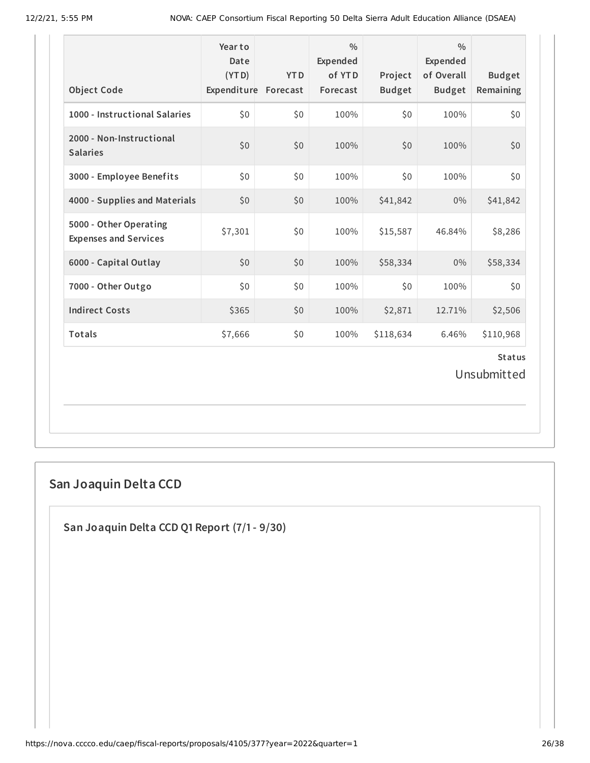| Object Code | Year to Date (YTD) Expenditure | YTD Forecast | % Expended of YTD Forecast | Project Budget | % Expended of Overall Budget | Budget Remaining |
|---|---|---|---|---|---|---|
| 1000 - Instructional Salaries | $0 | $0 | 100% | $0 | 100% | $0 |
| 2000 - Non-Instructional Salaries | $0 | $0 | 100% | $0 | 100% | $0 |
| 3000 - Employee Benefits | $0 | $0 | 100% | $0 | 100% | $0 |
| 4000 - Supplies and Materials | $0 | $0 | 100% | $41,842 | 0% | $41,842 |
| 5000 - Other Operating Expenses and Services | $7,301 | $0 | 100% | $15,587 | 46.84% | $8,286 |
| 6000 - Capital Outlay | $0 | $0 | 100% | $58,334 | 0% | $58,334 |
| 7000 - Other Outgo | $0 | $0 | 100% | $0 | 100% | $0 |
| Indirect Costs | $365 | $0 | 100% | $2,871 | 12.71% | $2,506 |
| Totals | $7,666 | $0 | 100% | $118,634 | 6.46% | $110,968 |

**Status**

Unsubmitted

## San Joaquin Delta CCD

### San Joaquin Delta CCD Q1 Report (7/1 - 9/30)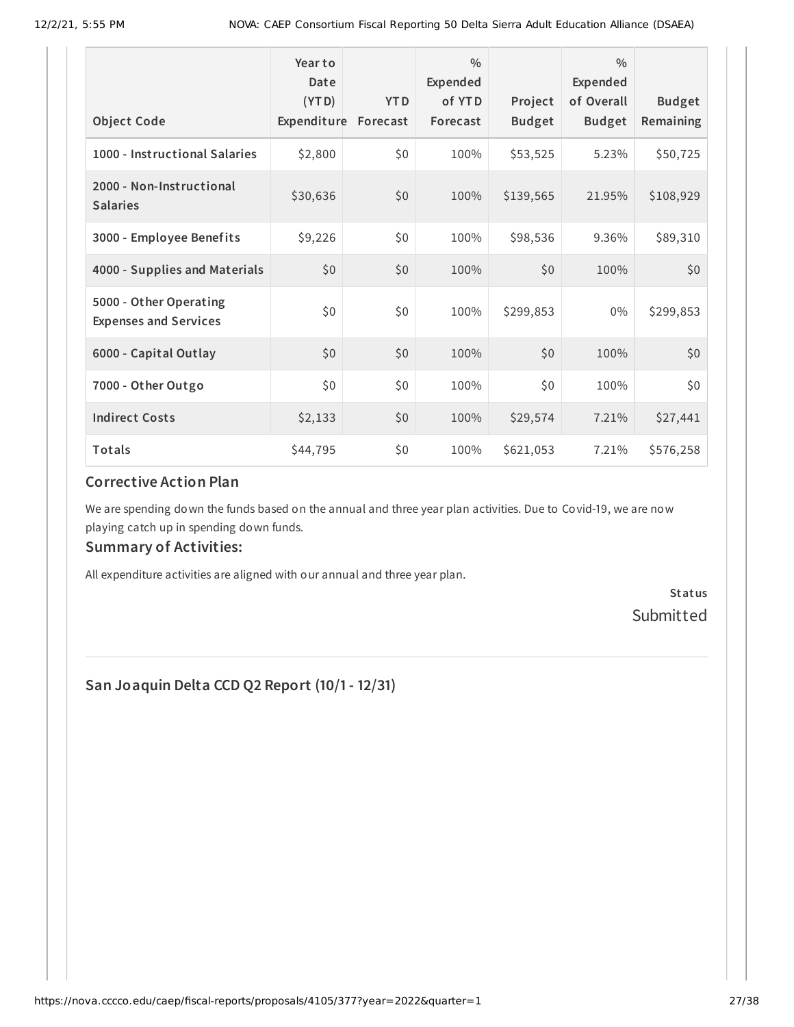| Object Code | Year to Date (YTD) Expenditure | YTD Forecast | % Expended of YTD Forecast | Project Budget | % Expended of Overall Budget | Budget Remaining |
|---|---|---|---|---|---|---|
| 1000 - Instructional Salaries | $2,800 | $0 | 100% | $53,525 | 5.23% | $50,725 |
| 2000 - Non-Instructional Salaries | $30,636 | $0 | 100% | $139,565 | 21.95% | $108,929 |
| 3000 - Employee Benefits | $9,226 | $0 | 100% | $98,536 | 9.36% | $89,310 |
| 4000 - Supplies and Materials | $0 | $0 | 100% | $0 | 100% | $0 |
| 5000 - Other Operating Expenses and Services | $0 | $0 | 100% | $299,853 | 0% | $299,853 |
| 6000 - Capital Outlay | $0 | $0 | 100% | $0 | 100% | $0 |
| 7000 - Other Outgo | $0 | $0 | 100% | $0 | 100% | $0 |
| Indirect Costs | $2,133 | $0 | 100% | $29,574 | 7.21% | $27,441 |
| Totals | $44,795 | $0 | 100% | $621,053 | 7.21% | $576,258 |

### Corrective Action Plan

We are spending down the funds based on the annual and three year plan activities. Due to Covid-19, we are now playing catch up in spending down funds.

### Summary of Activities:

All expenditure activities are aligned with our annual and three year plan.

**Status**

Submitted

## San Joaquin Delta CCD Q2 Report (10/1 - 12/31)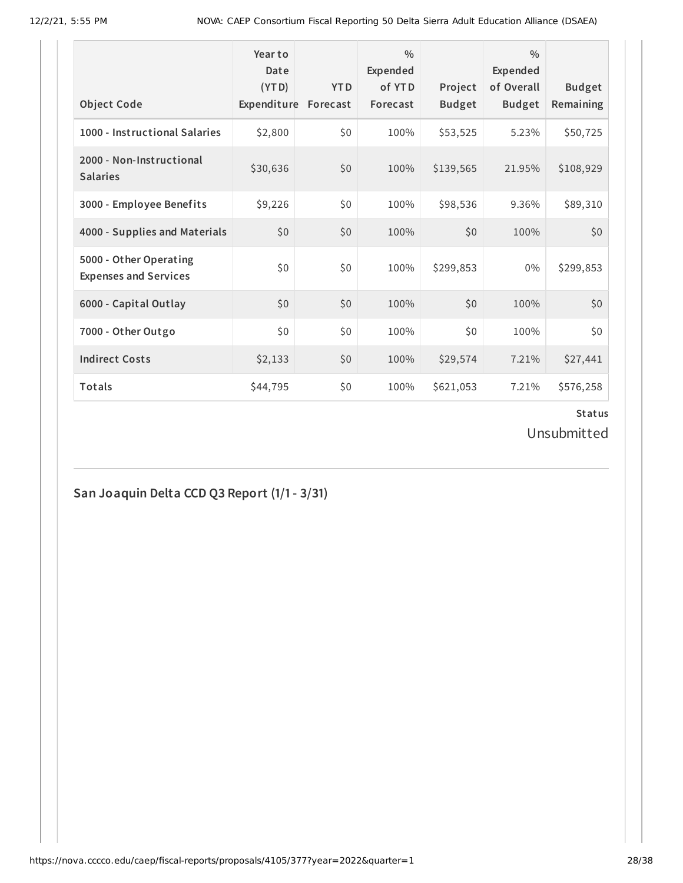| Object Code | Year to Date (YTD) Expenditure | YTD Forecast | % Expended of YTD Forecast | Project Budget | % Expended of Overall Budget | Budget Remaining |
|---|---|---|---|---|---|---|
| 1000 - Instructional Salaries | $2,800 | $0 | 100% | $53,525 | 5.23% | $50,725 |
| 2000 - Non-Instructional Salaries | $30,636 | $0 | 100% | $139,565 | 21.95% | $108,929 |
| 3000 - Employee Benefits | $9,226 | $0 | 100% | $98,536 | 9.36% | $89,310 |
| 4000 - Supplies and Materials | $0 | $0 | 100% | $0 | 100% | $0 |
| 5000 - Other Operating Expenses and Services | $0 | $0 | 100% | $299,853 | 0% | $299,853 |
| 6000 - Capital Outlay | $0 | $0 | 100% | $0 | 100% | $0 |
| 7000 - Other Outgo | $0 | $0 | 100% | $0 | 100% | $0 |
| Indirect Costs | $2,133 | $0 | 100% | $29,574 | 7.21% | $27,441 |
| Totals | $44,795 | $0 | 100% | $621,053 | 7.21% | $576,258 |

**Status**

Unsubmitted

## San Joaquin Delta CCD Q3 Report (1/1 - 3/31)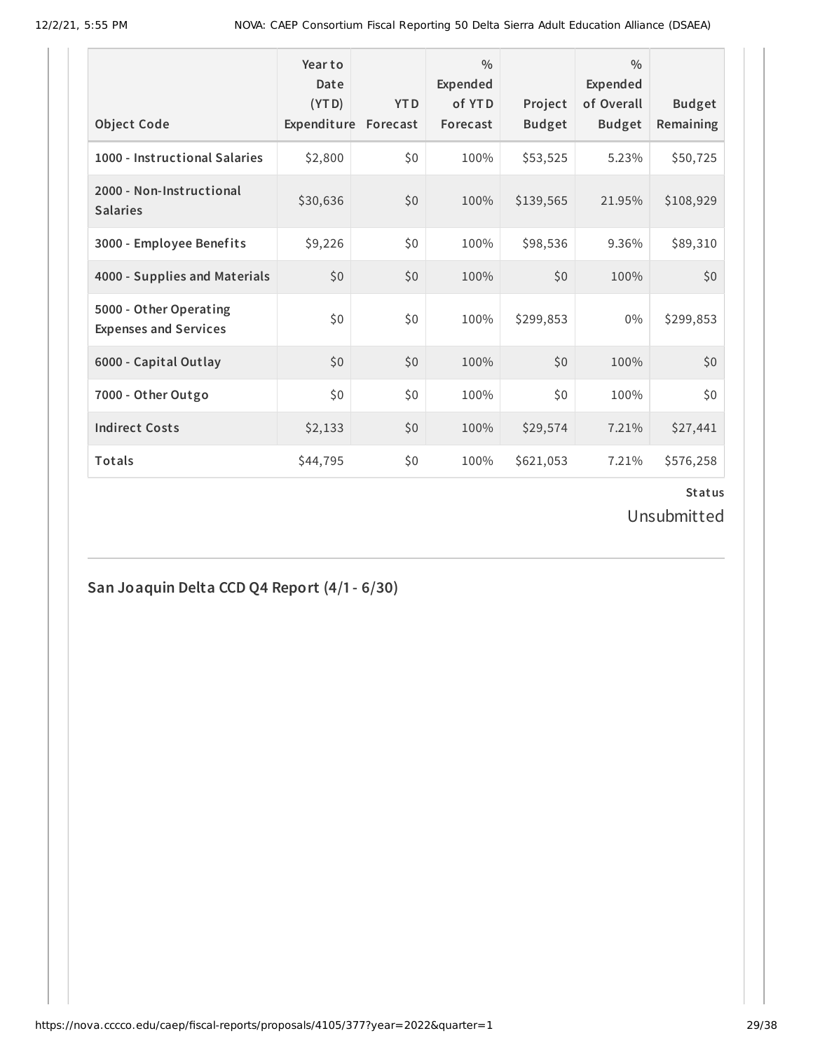| Object Code | Year to Date (YTD) Expenditure | YTD Forecast | % Expended of YTD Forecast | Project Budget | % Expended of Overall Budget | Budget Remaining |
|---|---|---|---|---|---|---|
| 1000 - Instructional Salaries | $2,800 | $0 | 100% | $53,525 | 5.23% | $50,725 |
| 2000 - Non-Instructional Salaries | $30,636 | $0 | 100% | $139,565 | 21.95% | $108,929 |
| 3000 - Employee Benefits | $9,226 | $0 | 100% | $98,536 | 9.36% | $89,310 |
| 4000 - Supplies and Materials | $0 | $0 | 100% | $0 | 100% | $0 |
| 5000 - Other Operating Expenses and Services | $0 | $0 | 100% | $299,853 | 0% | $299,853 |
| 6000 - Capital Outlay | $0 | $0 | 100% | $0 | 100% | $0 |
| 7000 - Other Outgo | $0 | $0 | 100% | $0 | 100% | $0 |
| Indirect Costs | $2,133 | $0 | 100% | $29,574 | 7.21% | $27,441 |
| Totals | $44,795 | $0 | 100% | $621,053 | 7.21% | $576,258 |

**Status**

Unsubmitted

## San Joaquin Delta CCD Q4 Report (4/1 - 6/30)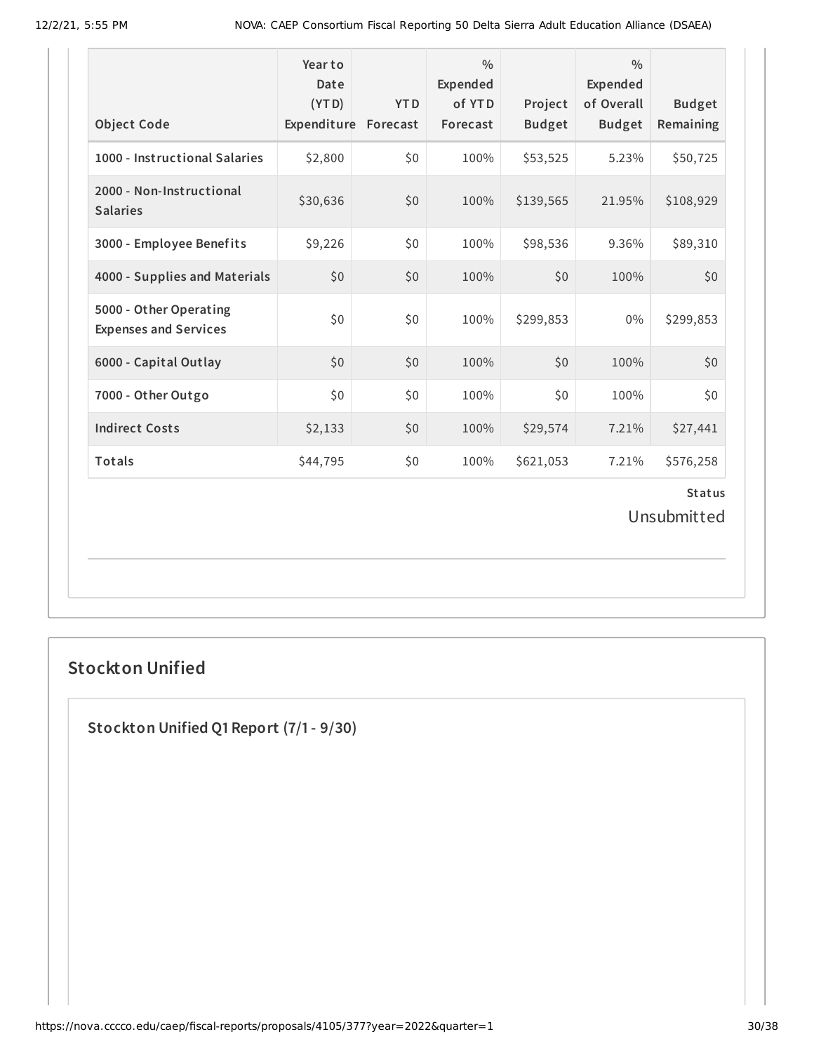| Object Code | Year to Date (YTD) Expenditure | YTD Forecast | % Expended of YTD Forecast | Project Budget | % Expended of Overall Budget | Budget Remaining |
|---|---|---|---|---|---|---|
| 1000 - Instructional Salaries | $2,800 | $0 | 100% | $53,525 | 5.23% | $50,725 |
| 2000 - Non-Instructional Salaries | $30,636 | $0 | 100% | $139,565 | 21.95% | $108,929 |
| 3000 - Employee Benefits | $9,226 | $0 | 100% | $98,536 | 9.36% | $89,310 |
| 4000 - Supplies and Materials | $0 | $0 | 100% | $0 | 100% | $0 |
| 5000 - Other Operating Expenses and Services | $0 | $0 | 100% | $299,853 | 0% | $299,853 |
| 6000 - Capital Outlay | $0 | $0 | 100% | $0 | 100% | $0 |
| 7000 - Other Outgo | $0 | $0 | 100% | $0 | 100% | $0 |
| Indirect Costs | $2,133 | $0 | 100% | $29,574 | 7.21% | $27,441 |
| Totals | $44,795 | $0 | 100% | $621,053 | 7.21% | $576,258 |

**Status**

Unsubmitted

## Stockton Unified

### Stockton Unified Q1 Report (7/1 - 9/30)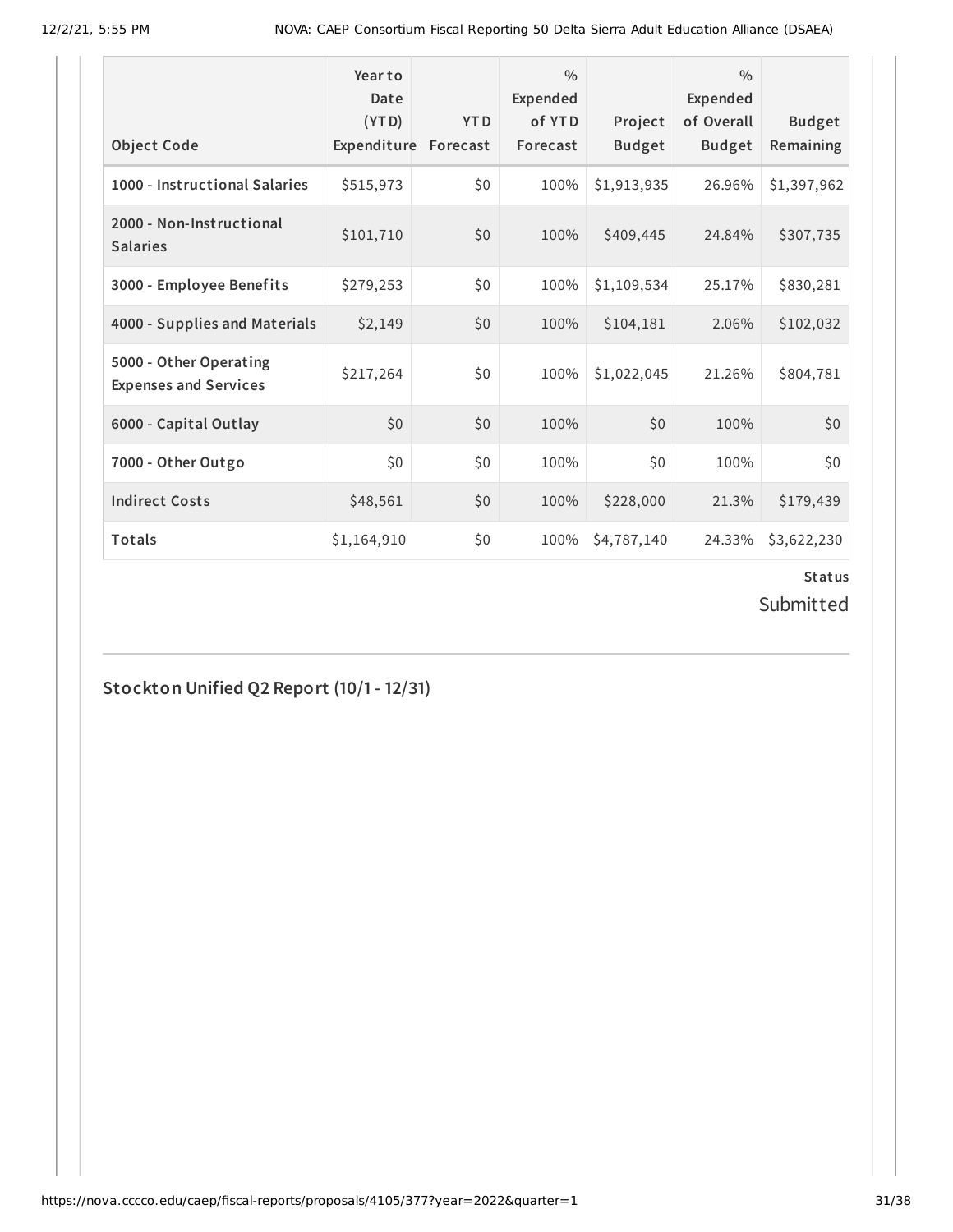| Object Code | Year to Date (YTD) Expenditure | YTD Forecast | % Expended of YTD Forecast | Project Budget | % Expended of Overall Budget | Budget Remaining |
|---|---|---|---|---|---|---|
| 1000 - Instructional Salaries | $515,973 | $0 | 100% | $1,913,935 | 26.96% | $1,397,962 |
| 2000 - Non-Instructional Salaries | $101,710 | $0 | 100% | $409,445 | 24.84% | $307,735 |
| 3000 - Employee Benefits | $279,253 | $0 | 100% | $1,109,534 | 25.17% | $830,281 |
| 4000 - Supplies and Materials | $2,149 | $0 | 100% | $104,181 | 2.06% | $102,032 |
| 5000 - Other Operating Expenses and Services | $217,264 | $0 | 100% | $1,022,045 | 21.26% | $804,781 |
| 6000 - Capital Outlay | $0 | $0 | 100% | $0 | 100% | $0 |
| 7000 - Other Outgo | $0 | $0 | 100% | $0 | 100% | $0 |
| Indirect Costs | $48,561 | $0 | 100% | $228,000 | 21.3% | $179,439 |
| Totals | $1,164,910 | $0 | 100% | $4,787,140 | 24.33% | $3,622,230 |

**Status**

Submitted

## Stockton Unified Q2 Report (10/1 - 12/31)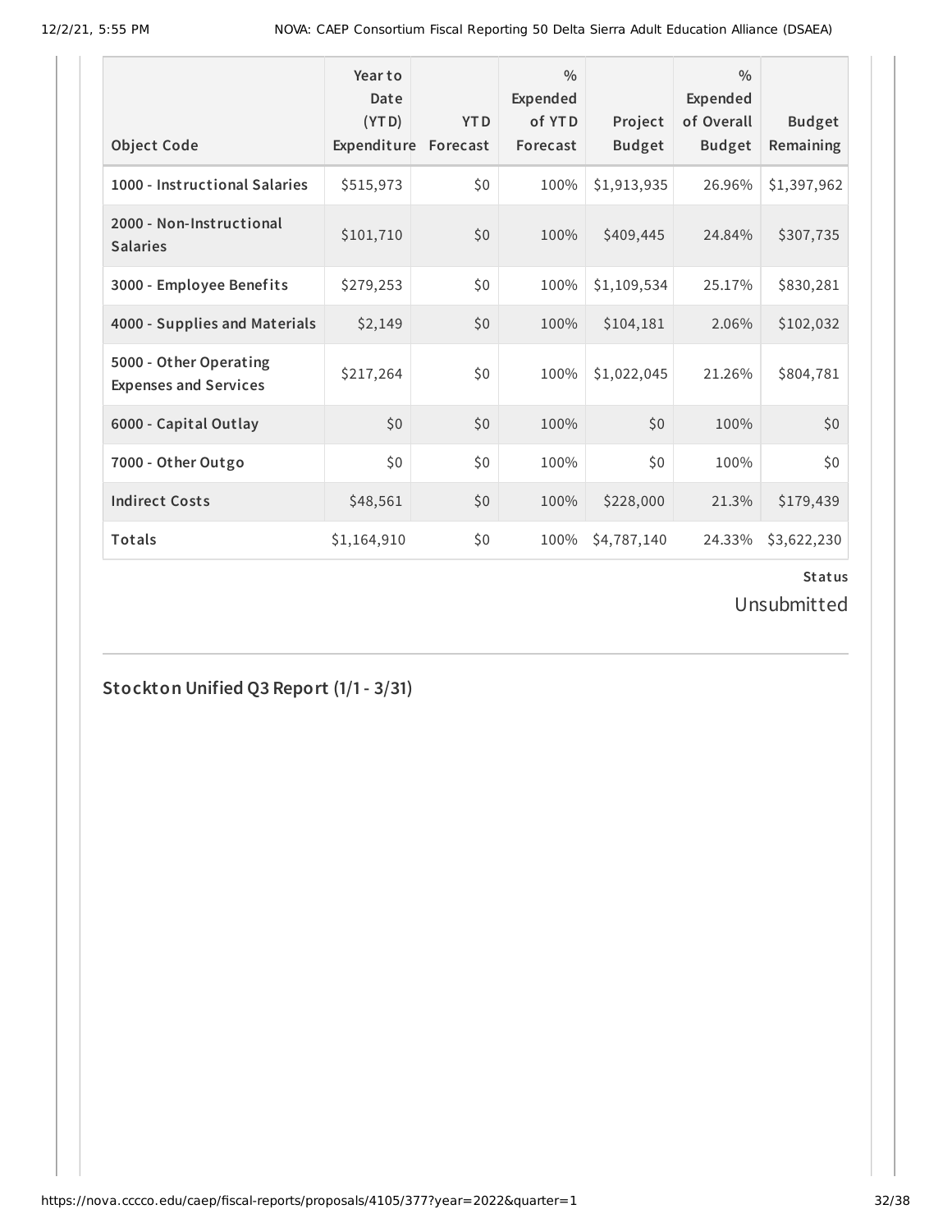| Object Code | Year to Date (YTD) Expenditure | YTD Forecast | % Expended of YTD Forecast | Project Budget | % Expended of Overall Budget | Budget Remaining |
|---|---|---|---|---|---|---|
| 1000 - Instructional Salaries | $515,973 | $0 | 100% | $1,913,935 | 26.96% | $1,397,962 |
| 2000 - Non-Instructional Salaries | $101,710 | $0 | 100% | $409,445 | 24.84% | $307,735 |
| 3000 - Employee Benefits | $279,253 | $0 | 100% | $1,109,534 | 25.17% | $830,281 |
| 4000 - Supplies and Materials | $2,149 | $0 | 100% | $104,181 | 2.06% | $102,032 |
| 5000 - Other Operating Expenses and Services | $217,264 | $0 | 100% | $1,022,045 | 21.26% | $804,781 |
| 6000 - Capital Outlay | $0 | $0 | 100% | $0 | 100% | $0 |
| 7000 - Other Outgo | $0 | $0 | 100% | $0 | 100% | $0 |
| Indirect Costs | $48,561 | $0 | 100% | $228,000 | 21.3% | $179,439 |
| Totals | $1,164,910 | $0 | 100% | $4,787,140 | 24.33% | $3,622,230 |

**Status**

Unsubmitted

## Stockton Unified Q3 Report (1/1 - 3/31)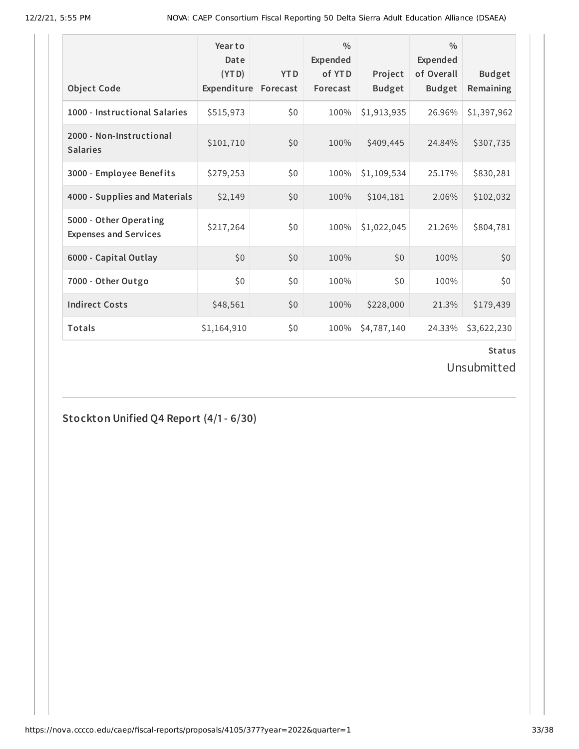| Object Code | Year to Date (YTD) Expenditure | YTD Forecast | % Expended of YTD Forecast | Project Budget | % Expended of Overall Budget | Budget Remaining |
|---|---|---|---|---|---|---|
| 1000 - Instructional Salaries | $515,973 | $0 | 100% | $1,913,935 | 26.96% | $1,397,962 |
| 2000 - Non-Instructional Salaries | $101,710 | $0 | 100% | $409,445 | 24.84% | $307,735 |
| 3000 - Employee Benefits | $279,253 | $0 | 100% | $1,109,534 | 25.17% | $830,281 |
| 4000 - Supplies and Materials | $2,149 | $0 | 100% | $104,181 | 2.06% | $102,032 |
| 5000 - Other Operating Expenses and Services | $217,264 | $0 | 100% | $1,022,045 | 21.26% | $804,781 |
| 6000 - Capital Outlay | $0 | $0 | 100% | $0 | 100% | $0 |
| 7000 - Other Outgo | $0 | $0 | 100% | $0 | 100% | $0 |
| Indirect Costs | $48,561 | $0 | 100% | $228,000 | 21.3% | $179,439 |
| Totals | $1,164,910 | $0 | 100% | $4,787,140 | 24.33% | $3,622,230 |

**Status**

Unsubmitted

## Stockton Unified Q4 Report (4/1 - 6/30)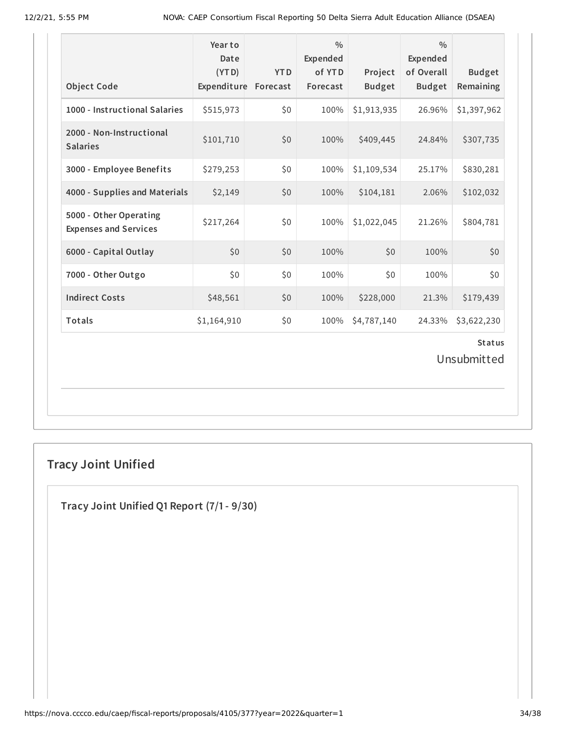| Object Code | Year to Date (YTD) Expenditure | YTD Forecast | % Expended of YTD Forecast | Project Budget | % Expended of Overall Budget | Budget Remaining |
|---|---|---|---|---|---|---|
| 1000 - Instructional Salaries | $515,973 | $0 | 100% | $1,913,935 | 26.96% | $1,397,962 |
| 2000 - Non-Instructional Salaries | $101,710 | $0 | 100% | $409,445 | 24.84% | $307,735 |
| 3000 - Employee Benefits | $279,253 | $0 | 100% | $1,109,534 | 25.17% | $830,281 |
| 4000 - Supplies and Materials | $2,149 | $0 | 100% | $104,181 | 2.06% | $102,032 |
| 5000 - Other Operating Expenses and Services | $217,264 | $0 | 100% | $1,022,045 | 21.26% | $804,781 |
| 6000 - Capital Outlay | $0 | $0 | 100% | $0 | 100% | $0 |
| 7000 - Other Outgo | $0 | $0 | 100% | $0 | 100% | $0 |
| Indirect Costs | $48,561 | $0 | 100% | $228,000 | 21.3% | $179,439 |
| Totals | $1,164,910 | $0 | 100% | $4,787,140 | 24.33% | $3,622,230 |

**Status**

Unsubmitted

## Tracy Joint Unified

### Tracy Joint Unified Q1 Report (7/1 - 9/30)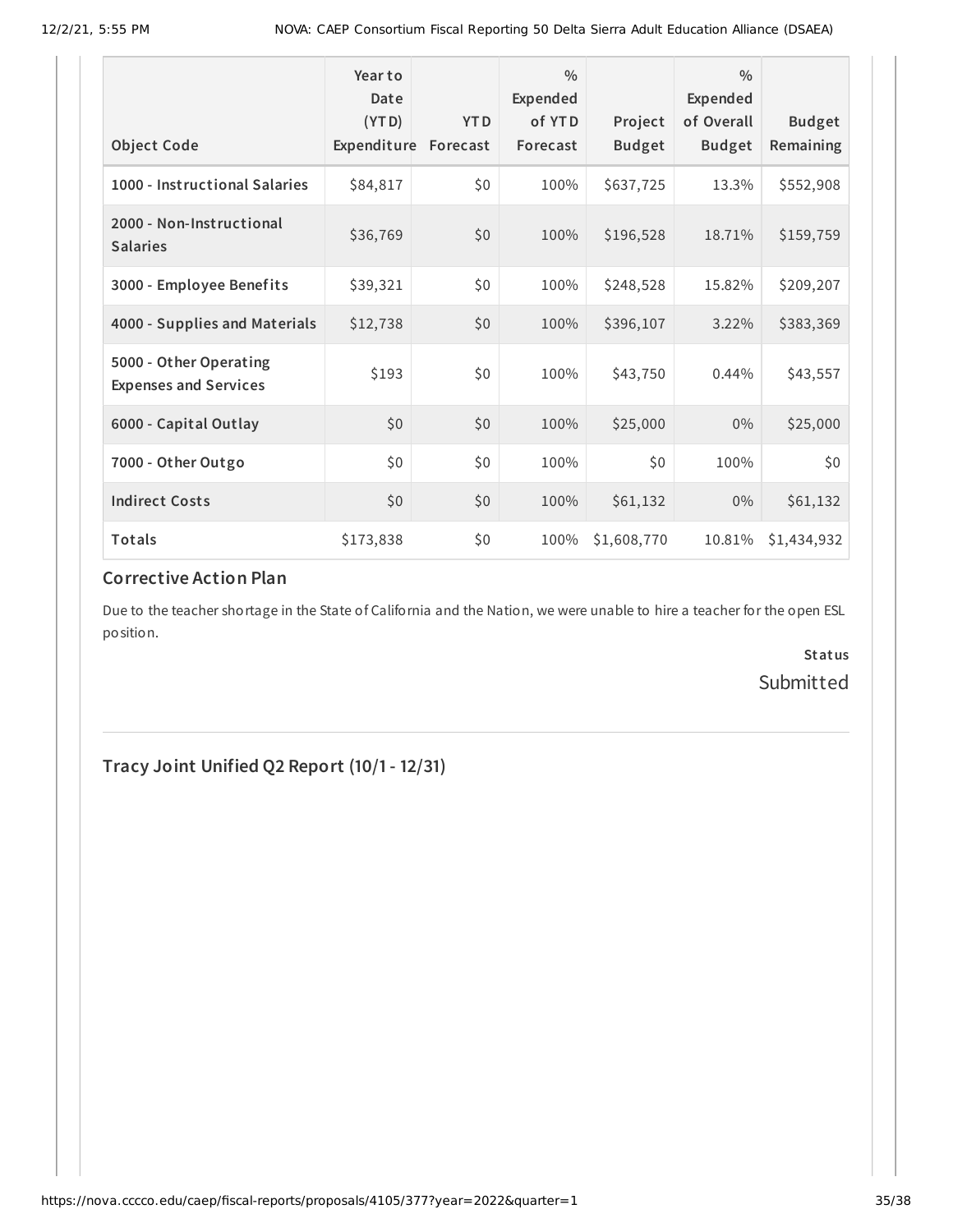| Object Code | Year to Date (YTD) Expenditure | YTD Forecast | % Expended of YTD Forecast | Project Budget | % Expended of Overall Budget | Budget Remaining |
|---|---|---|---|---|---|---|
| 1000 - Instructional Salaries | $84,817 | $0 | 100% | $637,725 | 13.3% | $552,908 |
| 2000 - Non-Instructional Salaries | $36,769 | $0 | 100% | $196,528 | 18.71% | $159,759 |
| 3000 - Employee Benefits | $39,321 | $0 | 100% | $248,528 | 15.82% | $209,207 |
| 4000 - Supplies and Materials | $12,738 | $0 | 100% | $396,107 | 3.22% | $383,369 |
| 5000 - Other Operating Expenses and Services | $193 | $0 | 100% | $43,750 | 0.44% | $43,557 |
| 6000 - Capital Outlay | $0 | $0 | 100% | $25,000 | 0% | $25,000 |
| 7000 - Other Outgo | $0 | $0 | 100% | $0 | 100% | $0 |
| Indirect Costs | $0 | $0 | 100% | $61,132 | 0% | $61,132 |
| Totals | $173,838 | $0 | 100% | $1,608,770 | 10.81% | $1,434,932 |

### Corrective Action Plan

Due to the teacher shortage in the State of California and the Nation, we were unable to hire a teacher for the open ESL position.

**Status**

Submitted

## Tracy Joint Unified Q2 Report (10/1 - 12/31)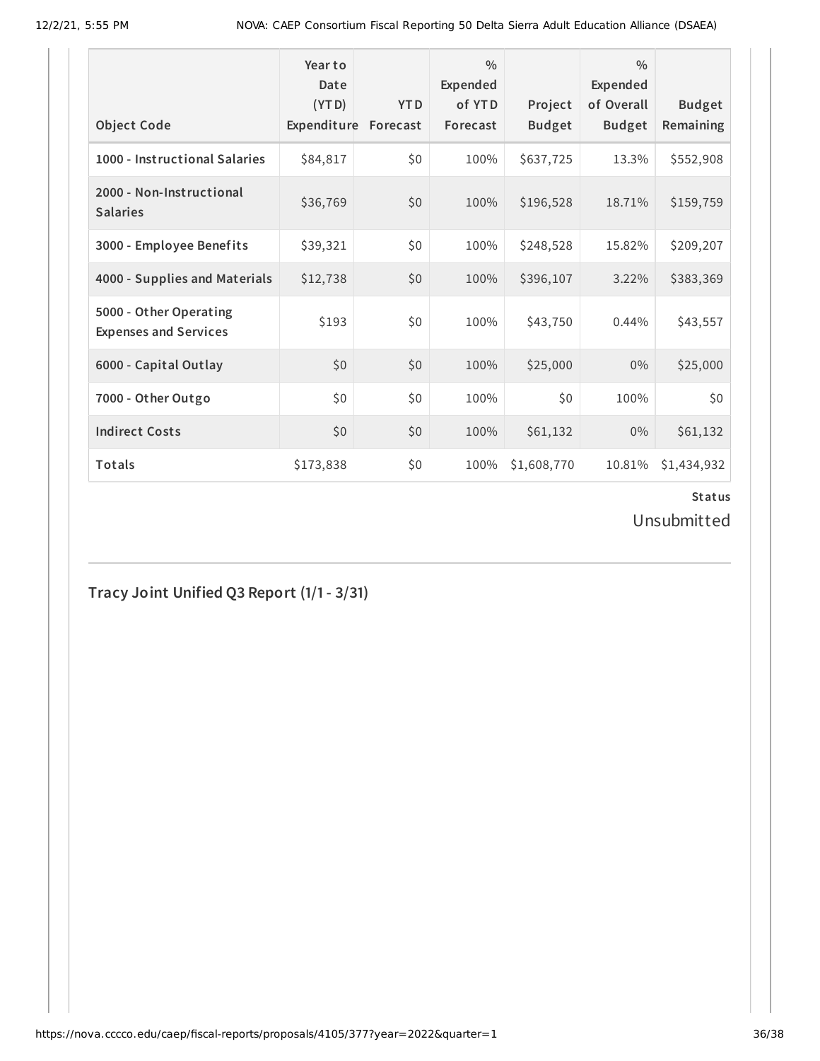| Object Code | Year to Date (YTD) Expenditure | YTD Forecast | % Expended of YTD Forecast | Project Budget | % Expended of Overall Budget | Budget Remaining |
|---|---|---|---|---|---|---|
| 1000 - Instructional Salaries | $84,817 | $0 | 100% | $637,725 | 13.3% | $552,908 |
| 2000 - Non-Instructional Salaries | $36,769 | $0 | 100% | $196,528 | 18.71% | $159,759 |
| 3000 - Employee Benefits | $39,321 | $0 | 100% | $248,528 | 15.82% | $209,207 |
| 4000 - Supplies and Materials | $12,738 | $0 | 100% | $396,107 | 3.22% | $383,369 |
| 5000 - Other Operating Expenses and Services | $193 | $0 | 100% | $43,750 | 0.44% | $43,557 |
| 6000 - Capital Outlay | $0 | $0 | 100% | $25,000 | 0% | $25,000 |
| 7000 - Other Outgo | $0 | $0 | 100% | $0 | 100% | $0 |
| Indirect Costs | $0 | $0 | 100% | $61,132 | 0% | $61,132 |
| Totals | $173,838 | $0 | 100% | $1,608,770 | 10.81% | $1,434,932 |

**Status**

Unsubmitted

## Tracy Joint Unified Q3 Report (1/1 - 3/31)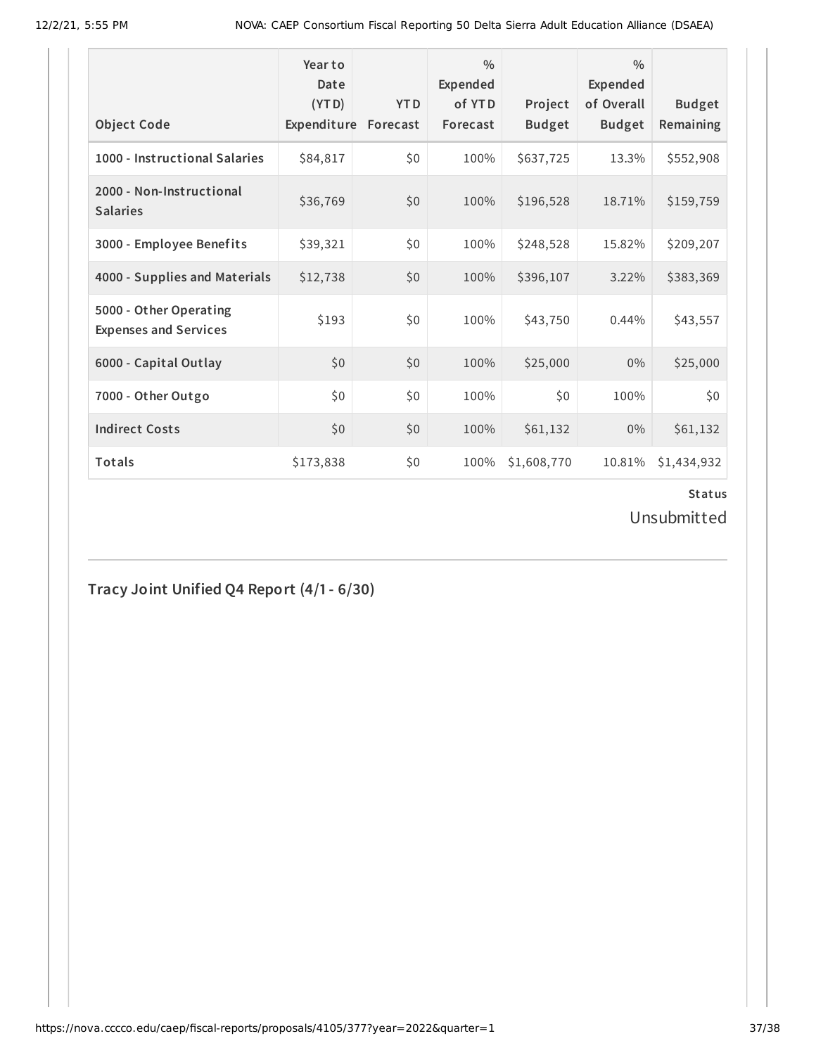| Object Code | Year to Date (YTD) Expenditure | YTD Forecast | % Expended of YTD Forecast | Project Budget | % Expended of Overall Budget | Budget Remaining |
|---|---|---|---|---|---|---|
| 1000 - Instructional Salaries | $84,817 | $0 | 100% | $637,725 | 13.3% | $552,908 |
| 2000 - Non-Instructional Salaries | $36,769 | $0 | 100% | $196,528 | 18.71% | $159,759 |
| 3000 - Employee Benefits | $39,321 | $0 | 100% | $248,528 | 15.82% | $209,207 |
| 4000 - Supplies and Materials | $12,738 | $0 | 100% | $396,107 | 3.22% | $383,369 |
| 5000 - Other Operating Expenses and Services | $193 | $0 | 100% | $43,750 | 0.44% | $43,557 |
| 6000 - Capital Outlay | $0 | $0 | 100% | $25,000 | 0% | $25,000 |
| 7000 - Other Outgo | $0 | $0 | 100% | $0 | 100% | $0 |
| Indirect Costs | $0 | $0 | 100% | $61,132 | 0% | $61,132 |
| Totals | $173,838 | $0 | 100% | $1,608,770 | 10.81% | $1,434,932 |

**Status**

Unsubmitted

## Tracy Joint Unified Q4 Report (4/1 - 6/30)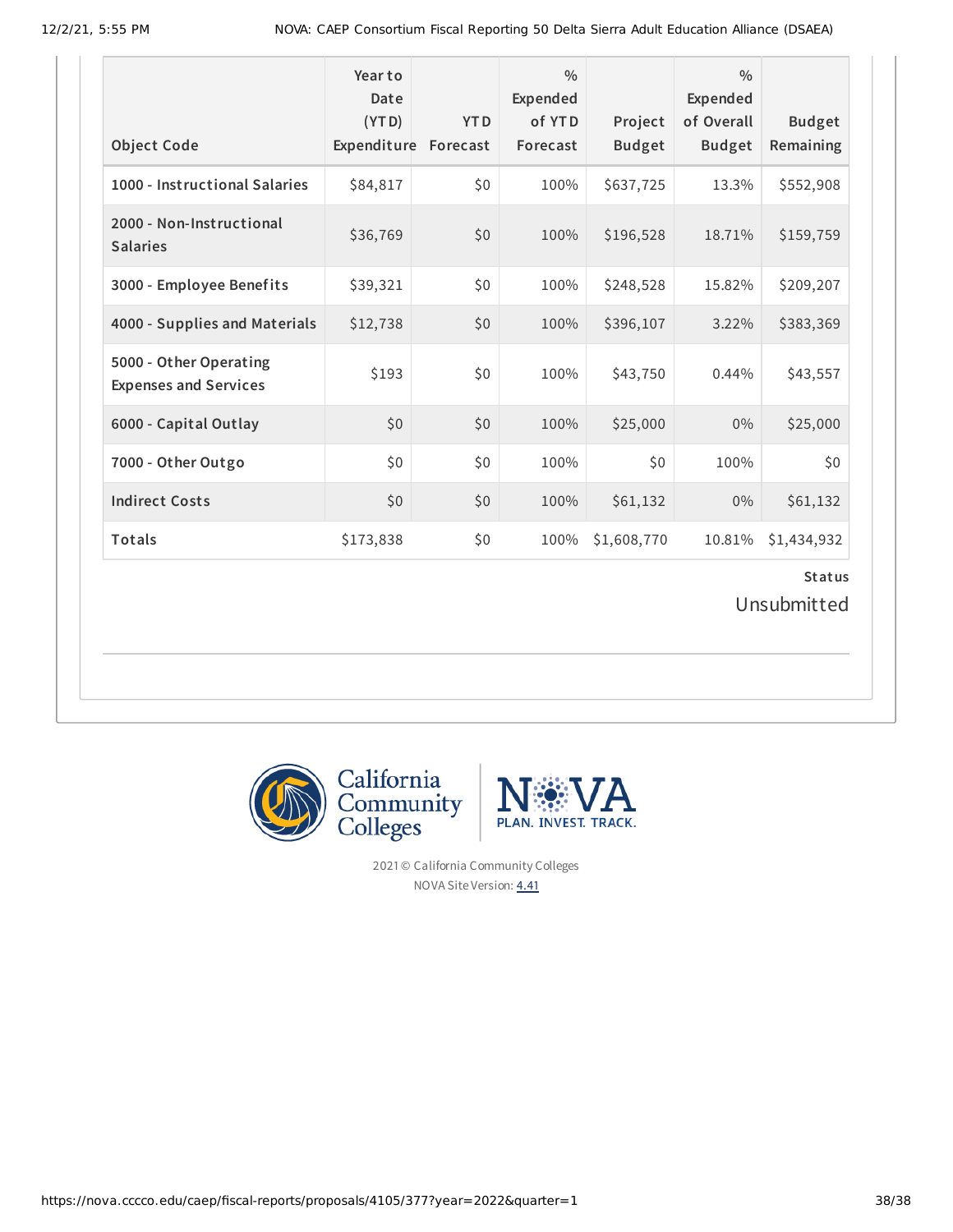| Object Code | Year to Date (YTD) Expenditure | YTD Forecast | % Expended of YTD Forecast | Project Budget | % Expended of Overall Budget | Budget Remaining |
|---|---|---|---|---|---|---|
| 1000 - Instructional Salaries | $84,817 | $0 | 100% | $637,725 | 13.3% | $552,908 |
| 2000 - Non-Instructional Salaries | $36,769 | $0 | 100% | $196,528 | 18.71% | $159,759 |
| 3000 - Employee Benefits | $39,321 | $0 | 100% | $248,528 | 15.82% | $209,207 |
| 4000 - Supplies and Materials | $12,738 | $0 | 100% | $396,107 | 3.22% | $383,369 |
| 5000 - Other Operating Expenses and Services | $193 | $0 | 100% | $43,750 | 0.44% | $43,557 |
| 6000 - Capital Outlay | $0 | $0 | 100% | $25,000 | 0% | $25,000 |
| 7000 - Other Outgo | $0 | $0 | 100% | $0 | 100% | $0 |
| Indirect Costs | $0 | $0 | 100% | $61,132 | 0% | $61,132 |
| Totals | $173,838 | $0 | 100% | $1,608,770 | 10.81% | $1,434,932 |

**Status**

Unsubmitted

California Community Colleges

NOVA PLAN. INVEST. TRACK.

2021 © California Community Colleges

NOVA Site Version: 4.41